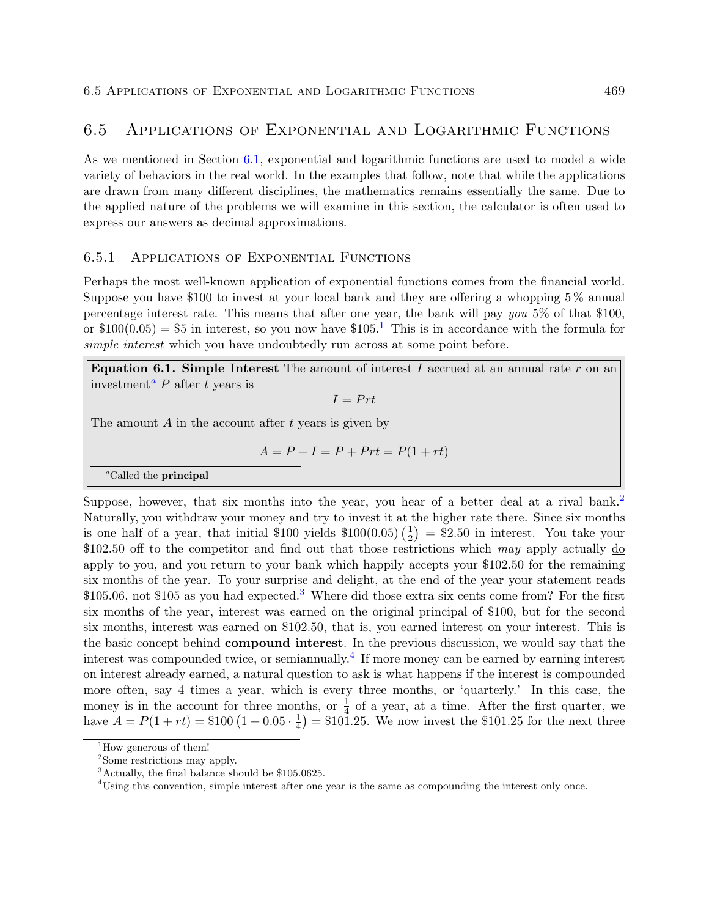## 6.5 Applications of Exponential and Logarithmic Functions

As we mentioned in Section 6.1, exponential and logarithmic functions are used to model a wide variety of behaviors in the real world. In the examples that follow, note that while the applications are drawn from many different disciplines, the mathematics remains essentially the same. Due to the applied nature of the problems we will examine in this section, the calculator is often used to express our answers as decimal approximations.

### 6.5.1 Applications of Exponential Functions

Perhaps the most well-known application of exponential functions comes from the financial world. Suppose you have \$100 to invest at your local bank and they are offering a whopping 5 % annual percentage interest rate. This means that after one year, the bank will pay *you* 5% of that \$100, or $\$100(0.05) = \$5$ in interest, so you now have \$105.[1] This is in accordance with the formula for *simple interest* which you have undoubtedly run across at some point before.

> **Equation 6.1. Simple Interest** The amount of interest $I$ accrued at an annual rate $r$ on an investment[a] $P$ after $t$ years is
>
> $$I = Prt$$
>
> The amount $A$ in the account after $t$ years is given by
>
> $$A = P + I = P + Prt = P(1 + rt)$$
>
> [a]Called the **principal**

Suppose, however, that six months into the year, you hear of a better deal at a rival bank.[2] Naturally, you withdraw your money and try to invest it at the higher rate there. Since six months is one half of a year, that initial \$100 yields $\$100(0.05)\left(\frac{1}{2}\right) = \$2.50$ in interest. You take your \$102.50 off to the competitor and find out that those restrictions which *may* apply actually do apply to you, and you return to your bank which happily accepts your \$102.50 for the remaining six months of the year. To your surprise and delight, at the end of the year your statement reads \$105.06, not \$105 as you had expected.[3] Where did those extra six cents come from? For the first six months of the year, interest was earned on the original principal of \$100, but for the second six months, interest was earned on \$102.50, that is, you earned interest on your interest. This is the basic concept behind **compound interest**. In the previous discussion, we would say that the interest was compounded twice, or semiannually.[4] If more money can be earned by earning interest on interest already earned, a natural question to ask is what happens if the interest is compounded more often, say 4 times a year, which is every three months, or 'quarterly.' In this case, the money is in the account for three months, or $\frac{1}{4}$ of a year, at a time. After the first quarter, we have $A = P(1 + rt) = \$100\left(1 + 0.05 \cdot \frac{1}{4}\right) = \$101.25$. We now invest the \$101.25 for the next three

---

[1] How generous of them!

[2] Some restrictions may apply.

[3] Actually, the final balance should be \$105.0625.

[4] Using this convention, simple interest after one year is the same as compounding the interest only once.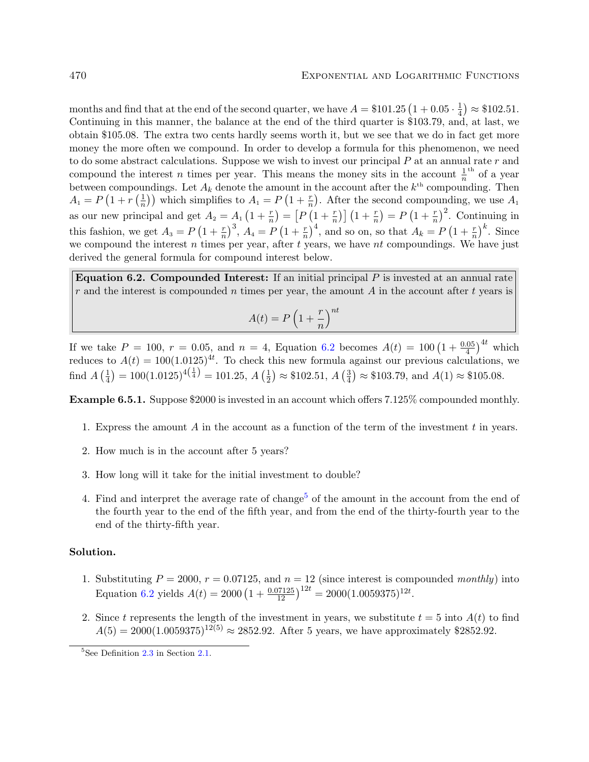months and find that at the end of the second quarter, we have $A = \$101.25\left(1 + 0.05 \cdot \frac{1}{4}\right) \approx \$102.51$. Continuing in this manner, the balance at the end of the third quarter is \$103.79, and, at last, we obtain \$105.08. The extra two cents hardly seems worth it, but we see that we do in fact get more money the more often we compound. In order to develop a formula for this phenomenon, we need to do some abstract calculations. Suppose we wish to invest our principal $P$ at an annual rate $r$ and compound the interest $n$ times per year. This means the money sits in the account $\frac{1}{n}^{\text{th}}$ of a year between compoundings. Let $A_k$ denote the amount in the account after the $k^{\text{th}}$ compounding. Then $A_1 = P\left(1 + r\left(\frac{1}{n}\right)\right)$ which simplifies to $A_1 = P\left(1 + \frac{r}{n}\right)$. After the second compounding, we use $A_1$ as our new principal and get $A_2 = A_1\left(1 + \frac{r}{n}\right) = \left[P\left(1 + \frac{r}{n}\right)\right]\left(1 + \frac{r}{n}\right) = P\left(1 + \frac{r}{n}\right)^2$. Continuing in this fashion, we get $A_3 = P\left(1 + \frac{r}{n}\right)^3$, $A_4 = P\left(1 + \frac{r}{n}\right)^4$, and so on, so that $A_k = P\left(1 + \frac{r}{n}\right)^k$. Since we compound the interest $n$ times per year, after $t$ years, we have $nt$ compoundings. We have just derived the general formula for compound interest below.

> **Equation 6.2. Compounded Interest:** If an initial principal $P$ is invested at an annual rate $r$ and the interest is compounded $n$ times per year, the amount $A$ in the account after $t$ years is
>
> $$A(t) = P\left(1 + \frac{r}{n}\right)^{nt}$$

If we take $P = 100$, $r = 0.05$, and $n = 4$, Equation 6.2 becomes $A(t) = 100\left(1 + \frac{0.05}{4}\right)^{4t}$ which reduces to $A(t) = 100(1.0125)^{4t}$. To check this new formula against our previous calculations, we find $A\left(\frac{1}{4}\right) = 100(1.0125)^{4\left(\frac{1}{4}\right)} = 101.25$, $A\left(\frac{1}{2}\right) \approx \$102.51$, $A\left(\frac{3}{4}\right) \approx \$103.79$, and $A(1) \approx \$105.08$.

**Example 6.5.1.** Suppose \$2000 is invested in an account which offers 7.125% compounded monthly.

1. Express the amount $A$ in the account as a function of the term of the investment $t$ in years.
2. How much is in the account after 5 years?
3. How long will it take for the initial investment to double?
4. Find and interpret the average rate of change[5] of the amount in the account from the end of the fourth year to the end of the fifth year, and from the end of the thirty-fourth year to the end of the thirty-fifth year.

**Solution.**

1. Substituting $P = 2000$, $r = 0.07125$, and $n = 12$ (since interest is compounded *monthly*) into Equation 6.2 yields $A(t) = 2000\left(1 + \frac{0.07125}{12}\right)^{12t} = 2000(1.0059375)^{12t}$.
2. Since $t$ represents the length of the investment in years, we substitute $t = 5$ into $A(t)$ to find $A(5) = 2000(1.0059375)^{12(5)} \approx 2852.92$. After 5 years, we have approximately \$2852.92.

[5] See Definition 2.3 in Section 2.1.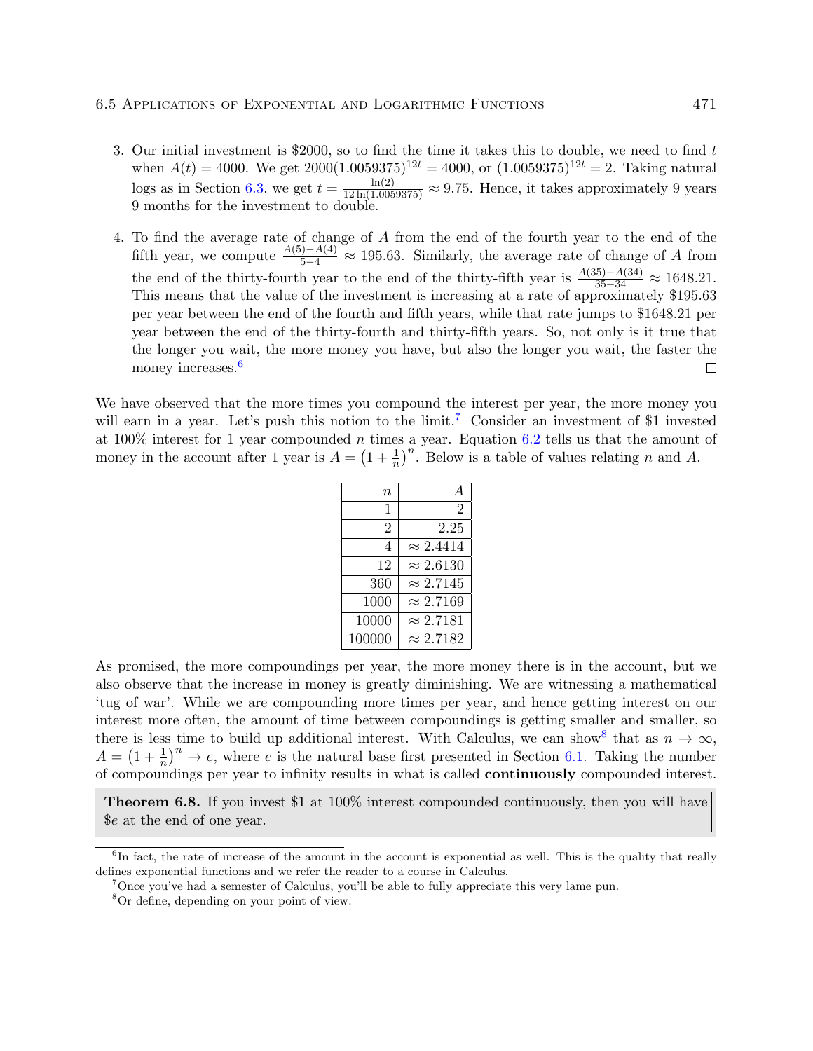3. Our initial investment is \$2000, so to find the time it takes this to double, we need to find $t$ when $A(t) = 4000$. We get $2000(1.0059375)^{12t} = 4000$, or $(1.0059375)^{12t} = 2$. Taking natural logs as in Section 6.3, we get $t = \frac{\ln(2)}{12\ln(1.0059375)} \approx 9.75$. Hence, it takes approximately 9 years 9 months for the investment to double.

4. To find the average rate of change of $A$ from the end of the fourth year to the end of the fifth year, we compute $\frac{A(5)-A(4)}{5-4} \approx 195.63$. Similarly, the average rate of change of $A$ from the end of the thirty-fourth year to the end of the thirty-fifth year is $\frac{A(35)-A(34)}{35-34} \approx 1648.21$. This means that the value of the investment is increasing at a rate of approximately \$195.63 per year between the end of the fourth and fifth years, while that rate jumps to \$1648.21 per year between the end of the thirty-fourth and thirty-fifth years. So, not only is it true that the longer you wait, the more money you have, but also the longer you wait, the faster the money increases.[6] □

We have observed that the more times you compound the interest per year, the more money you will earn in a year. Let's push this notion to the limit.[7] Consider an investment of \$1 invested at 100% interest for 1 year compounded $n$ times a year. Equation 6.2 tells us that the amount of money in the account after 1 year is $A = \left(1 + \frac{1}{n}\right)^n$. Below is a table of values relating $n$ and $A$.

| $n$ | $A$ |
|---|---|
| 1 | 2 |
| 2 | 2.25 |
| 4 | $\approx 2.4414$ |
| 12 | $\approx 2.6130$ |
| 360 | $\approx 2.7145$ |
| 1000 | $\approx 2.7169$ |
| 10000 | $\approx 2.7181$ |
| 100000 | $\approx 2.7182$ |

As promised, the more compoundings per year, the more money there is in the account, but we also observe that the increase in money is greatly diminishing. We are witnessing a mathematical 'tug of war'. While we are compounding more times per year, and hence getting interest on our interest more often, the amount of time between compoundings is getting smaller and smaller, so there is less time to build up additional interest. With Calculus, we can show[8] that as $n \to \infty$, $A = \left(1 + \frac{1}{n}\right)^n \to e$, where $e$ is the natural base first presented in Section 6.1. Taking the number of compoundings per year to infinity results in what is called **continuously** compounded interest.

**Theorem 6.8.** If you invest \$1 at 100% interest compounded continuously, then you will have \$$e$ at the end of one year.

---

[6] In fact, the rate of increase of the amount in the account is exponential as well. This is the quality that really defines exponential functions and we refer the reader to a course in Calculus.

[7] Once you've had a semester of Calculus, you'll be able to fully appreciate this very lame pun.

[8] Or define, depending on your point of view.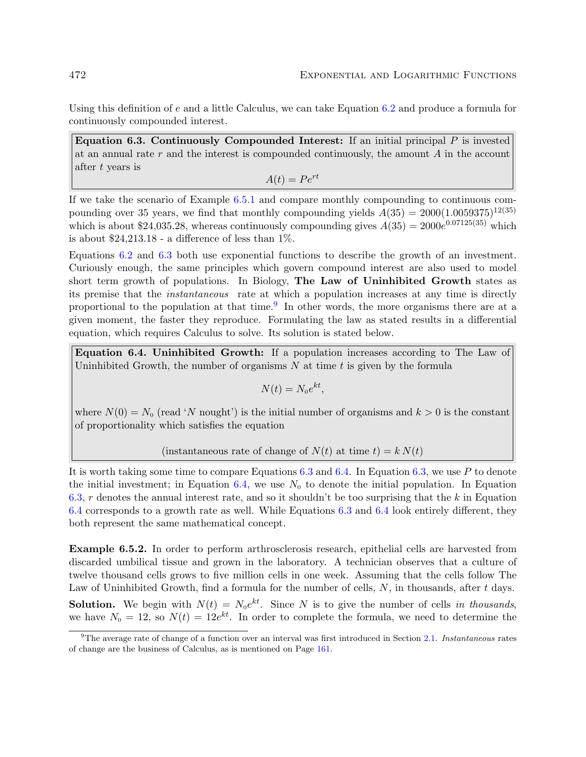Using this definition of $e$ and a little Calculus, we can take Equation 6.2 and produce a formula for continuously compounded interest.

> **Equation 6.3. Continuously Compounded Interest:** If an initial principal $P$ is invested at an annual rate $r$ and the interest is compounded continuously, the amount $A$ in the account after $t$ years is
>
> $$A(t) = Pe^{rt}$$

If we take the scenario of Example 6.5.1 and compare monthly compounding to continuous compounding over 35 years, we find that monthly compounding yields $A(35) = 2000(1.0059375)^{12(35)}$ which is about \$24,035.28, whereas continuously compounding gives $A(35) = 2000e^{0.07125(35)}$ which is about \$24,213.18 - a difference of less than 1%.

Equations 6.2 and 6.3 both use exponential functions to describe the growth of an investment. Curiously enough, the same principles which govern compound interest are also used to model short term growth of populations. In Biology, **The Law of Uninhibited Growth** states as its premise that the *instantaneous* rate at which a population increases at any time is directly proportional to the population at that time.[9] In other words, the more organisms there are at a given moment, the faster they reproduce. Formulating the law as stated results in a differential equation, which requires Calculus to solve. Its solution is stated below.

> **Equation 6.4. Uninhibited Growth:** If a population increases according to The Law of Uninhibited Growth, the number of organisms $N$ at time $t$ is given by the formula
>
> $$N(t) = N_0 e^{kt},$$
>
> where $N(0) = N_0$ (read '$N$ nought') is the initial number of organisms and $k > 0$ is the constant of proportionality which satisfies the equation
>
> $$(\text{instantaneous rate of change of } N(t) \text{ at time } t) = k\, N(t)$$

It is worth taking some time to compare Equations 6.3 and 6.4. In Equation 6.3, we use $P$ to denote the initial investment; in Equation 6.4, we use $N_0$ to denote the initial population. In Equation 6.3, $r$ denotes the annual interest rate, and so it shouldn't be too surprising that the $k$ in Equation 6.4 corresponds to a growth rate as well. While Equations 6.3 and 6.4 look entirely different, they both represent the same mathematical concept.

**Example 6.5.2.** In order to perform arthrosclerosis research, epithelial cells are harvested from discarded umbilical tissue and grown in the laboratory. A technician observes that a culture of twelve thousand cells grows to five million cells in one week. Assuming that the cells follow The Law of Uninhibited Growth, find a formula for the number of cells, $N$, in thousands, after $t$ days.

**Solution.** We begin with $N(t) = N_0 e^{kt}$. Since $N$ is to give the number of cells *in thousands*, we have $N_0 = 12$, so $N(t) = 12e^{kt}$. In order to complete the formula, we need to determine the

---

[9] The average rate of change of a function over an interval was first introduced in Section 2.1. *Instantaneous* rates of change are the business of Calculus, as is mentioned on Page 161.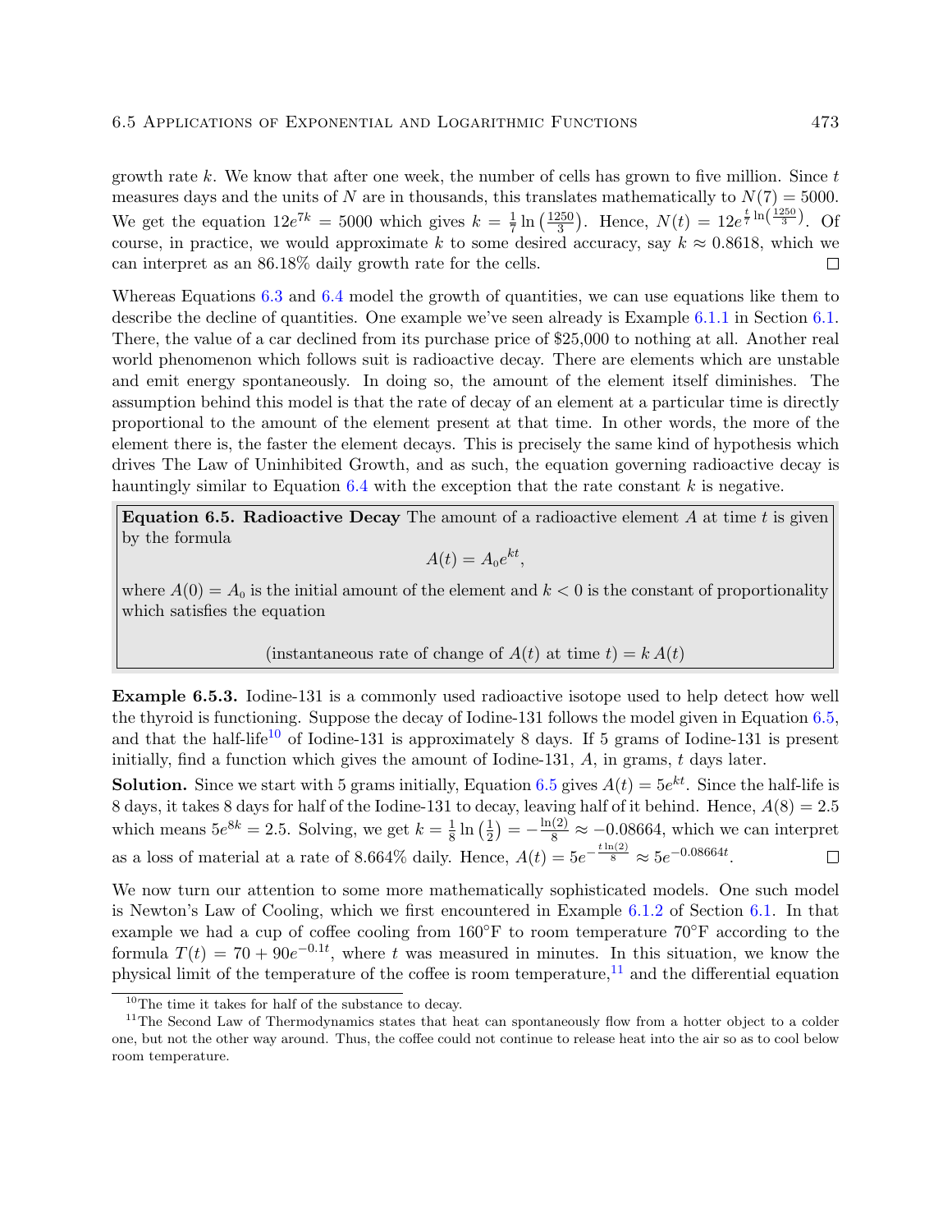growth rate $k$. We know that after one week, the number of cells has grown to five million. Since $t$ measures days and the units of $N$ are in thousands, this translates mathematically to $N(7) = 5000$. We get the equation $12e^{7k} = 5000$ which gives $k = \frac{1}{7}\ln\left(\frac{1250}{3}\right)$. Hence, $N(t) = 12e^{\frac{t}{7}\ln\left(\frac{1250}{3}\right)}$. Of course, in practice, we would approximate $k$ to some desired accuracy, say $k \approx 0.8618$, which we can interpret as an 86.18% daily growth rate for the cells. □

Whereas Equations 6.3 and 6.4 model the growth of quantities, we can use equations like them to describe the decline of quantities. One example we've seen already is Example 6.1.1 in Section 6.1. There, the value of a car declined from its purchase price of \$25,000 to nothing at all. Another real world phenomenon which follows suit is radioactive decay. There are elements which are unstable and emit energy spontaneously. In doing so, the amount of the element itself diminishes. The assumption behind this model is that the rate of decay of an element at a particular time is directly proportional to the amount of the element present at that time. In other words, the more of the element there is, the faster the element decays. This is precisely the same kind of hypothesis which drives The Law of Uninhibited Growth, and as such, the equation governing radioactive decay is hauntingly similar to Equation 6.4 with the exception that the rate constant $k$ is negative.

**Equation 6.5. Radioactive Decay** The amount of a radioactive element $A$ at time $t$ is given by the formula

$$A(t) = A_0 e^{kt},$$

where $A(0) = A_0$ is the initial amount of the element and $k < 0$ is the constant of proportionality which satisfies the equation

$$(\text{instantaneous rate of change of } A(t) \text{ at time } t) = k\,A(t)$$

**Example 6.5.3.** Iodine-131 is a commonly used radioactive isotope used to help detect how well the thyroid is functioning. Suppose the decay of Iodine-131 follows the model given in Equation 6.5, and that the half-life[10] of Iodine-131 is approximately 8 days. If 5 grams of Iodine-131 is present initially, find a function which gives the amount of Iodine-131, $A$, in grams, $t$ days later.

**Solution.** Since we start with 5 grams initially, Equation 6.5 gives $A(t) = 5e^{kt}$. Since the half-life is 8 days, it takes 8 days for half of the Iodine-131 to decay, leaving half of it behind. Hence, $A(8) = 2.5$ which means $5e^{8k} = 2.5$. Solving, we get $k = \frac{1}{8}\ln\left(\frac{1}{2}\right) = -\frac{\ln(2)}{8} \approx -0.08664$, which we can interpret as a loss of material at a rate of 8.664% daily. Hence, $A(t) = 5e^{-\frac{t\ln(2)}{8}} \approx 5e^{-0.08664t}$. □

We now turn our attention to some more mathematically sophisticated models. One such model is Newton's Law of Cooling, which we first encountered in Example 6.1.2 of Section 6.1. In that example we had a cup of coffee cooling from 160°F to room temperature 70°F according to the formula $T(t) = 70 + 90e^{-0.1t}$, where $t$ was measured in minutes. In this situation, we know the physical limit of the temperature of the coffee is room temperature,[11] and the differential equation

[10] The time it takes for half of the substance to decay.

[11] The Second Law of Thermodynamics states that heat can spontaneously flow from a hotter object to a colder one, but not the other way around. Thus, the coffee could not continue to release heat into the air so as to cool below room temperature.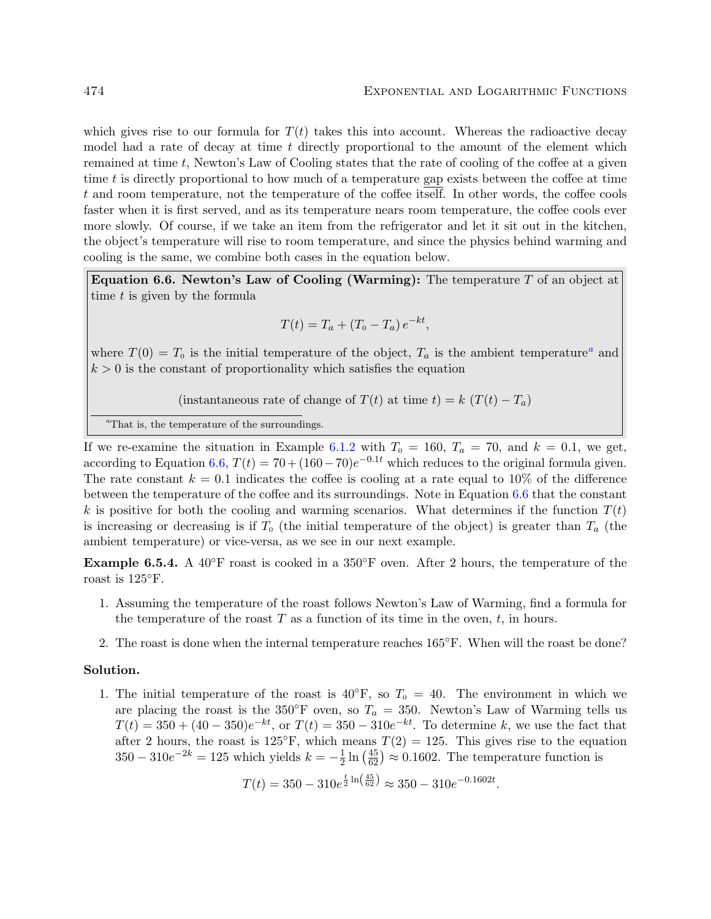which gives rise to our formula for $T(t)$ takes this into account. Whereas the radioactive decay model had a rate of decay at time $t$ directly proportional to the amount of the element which remained at time $t$, Newton's Law of Cooling states that the rate of cooling of the coffee at a given time $t$ is directly proportional to how much of a temperature gap exists between the coffee at time $t$ and room temperature, not the temperature of the coffee itself. In other words, the coffee cools faster when it is first served, and as its temperature nears room temperature, the coffee cools ever more slowly. Of course, if we take an item from the refrigerator and let it sit out in the kitchen, the object's temperature will rise to room temperature, and since the physics behind warming and cooling is the same, we combine both cases in the equation below.

> **Equation 6.6. Newton's Law of Cooling (Warming):** The temperature $T$ of an object at time $t$ is given by the formula
>
> $$T(t) = T_a + (T_0 - T_a)\, e^{-kt},$$
>
> where $T(0) = T_0$ is the initial temperature of the object, $T_a$ is the ambient temperature[a] and $k > 0$ is the constant of proportionality which satisfies the equation
>
> $$\text{(instantaneous rate of change of } T(t) \text{ at time } t) = k\,(T(t) - T_a)$$
>
> [a] That is, the temperature of the surroundings.

If we re-examine the situation in Example 6.1.2 with $T_0 = 160$, $T_a = 70$, and $k = 0.1$, we get, according to Equation 6.6, $T(t) = 70 + (160 - 70)e^{-0.1t}$ which reduces to the original formula given. The rate constant $k = 0.1$ indicates the coffee is cooling at a rate equal to 10% of the difference between the temperature of the coffee and its surroundings. Note in Equation 6.6 that the constant $k$ is positive for both the cooling and warming scenarios. What determines if the function $T(t)$ is increasing or decreasing is if $T_0$ (the initial temperature of the object) is greater than $T_a$ (the ambient temperature) or vice-versa, as we see in our next example.

**Example 6.5.4.** A 40°F roast is cooked in a 350°F oven. After 2 hours, the temperature of the roast is 125°F.

1. Assuming the temperature of the roast follows Newton's Law of Warming, find a formula for the temperature of the roast $T$ as a function of its time in the oven, $t$, in hours.
2. The roast is done when the internal temperature reaches 165°F. When will the roast be done?

**Solution.**

1. The initial temperature of the roast is 40°F, so $T_0 = 40$. The environment in which we are placing the roast is the 350°F oven, so $T_a = 350$. Newton's Law of Warming tells us $T(t) = 350 + (40 - 350)e^{-kt}$, or $T(t) = 350 - 310e^{-kt}$. To determine $k$, we use the fact that after 2 hours, the roast is 125°F, which means $T(2) = 125$. This gives rise to the equation $350 - 310e^{-2k} = 125$ which yields $k = -\frac{1}{2}\ln\left(\frac{45}{62}\right) \approx 0.1602$. The temperature function is

$$T(t) = 350 - 310e^{\frac{t}{2}\ln\left(\frac{45}{62}\right)} \approx 350 - 310e^{-0.1602t}.$$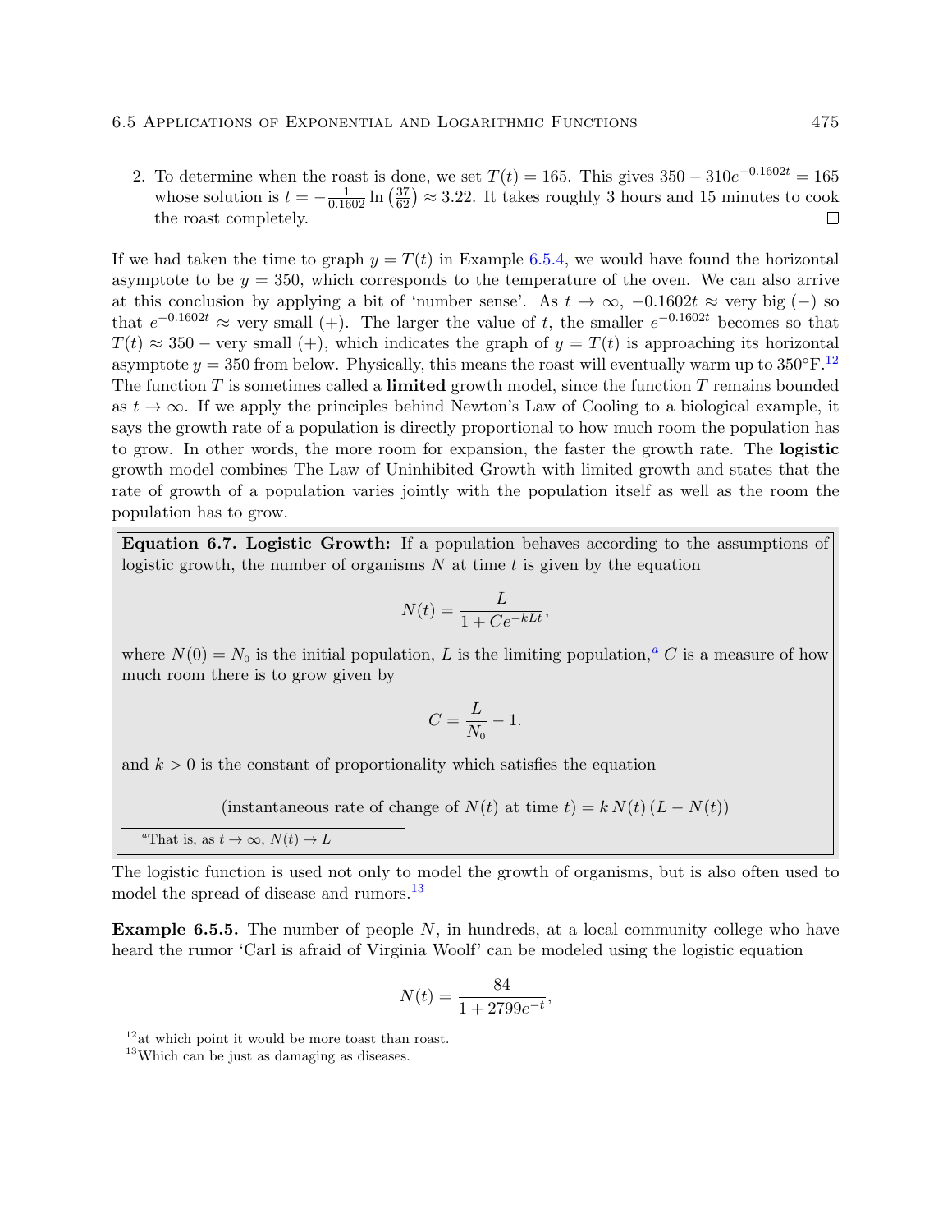2. To determine when the roast is done, we set $T(t) = 165$. This gives $350 - 310e^{-0.1602t} = 165$ whose solution is $t = -\frac{1}{0.1602}\ln\left(\frac{37}{62}\right) \approx 3.22$. It takes roughly 3 hours and 15 minutes to cook the roast completely. □

If we had taken the time to graph $y = T(t)$ in Example 6.5.4, we would have found the horizontal asymptote to be $y = 350$, which corresponds to the temperature of the oven. We can also arrive at this conclusion by applying a bit of 'number sense'. As $t \to \infty$, $-0.1602t \approx$ very big $(-)$ so that $e^{-0.1602t} \approx$ very small $(+)$. The larger the value of $t$, the smaller $e^{-0.1602t}$ becomes so that $T(t) \approx 350 -$ very small $(+)$, which indicates the graph of $y = T(t)$ is approaching its horizontal asymptote $y = 350$ from below. Physically, this means the roast will eventually warm up to 350°F.[12] The function $T$ is sometimes called a **limited** growth model, since the function $T$ remains bounded as $t \to \infty$. If we apply the principles behind Newton's Law of Cooling to a biological example, it says the growth rate of a population is directly proportional to how much room the population has to grow. In other words, the more room for expansion, the faster the growth rate. The **logistic** growth model combines The Law of Uninhibited Growth with limited growth and states that the rate of growth of a population varies jointly with the population itself as well as the room the population has to grow.

**Equation 6.7. Logistic Growth:** If a population behaves according to the assumptions of logistic growth, the number of organisms $N$ at time $t$ is given by the equation

$$N(t) = \frac{L}{1 + Ce^{-kLt}},$$

where $N(0) = N_0$ is the initial population, $L$ is the limiting population,[a] $C$ is a measure of how much room there is to grow given by

$$C = \frac{L}{N_0} - 1.$$

and $k > 0$ is the constant of proportionality which satisfies the equation

$$(\text{instantaneous rate of change of } N(t) \text{ at time } t) = k\,N(t)\,(L - N(t))$$

[a] That is, as $t \to \infty$, $N(t) \to L$

The logistic function is used not only to model the growth of organisms, but is also often used to model the spread of disease and rumors.[13]

**Example 6.5.5.** The number of people $N$, in hundreds, at a local community college who have heard the rumor 'Carl is afraid of Virginia Woolf' can be modeled using the logistic equation

$$N(t) = \frac{84}{1 + 2799e^{-t}},$$

[12] at which point it would be more toast than roast.

[13] Which can be just as damaging as diseases.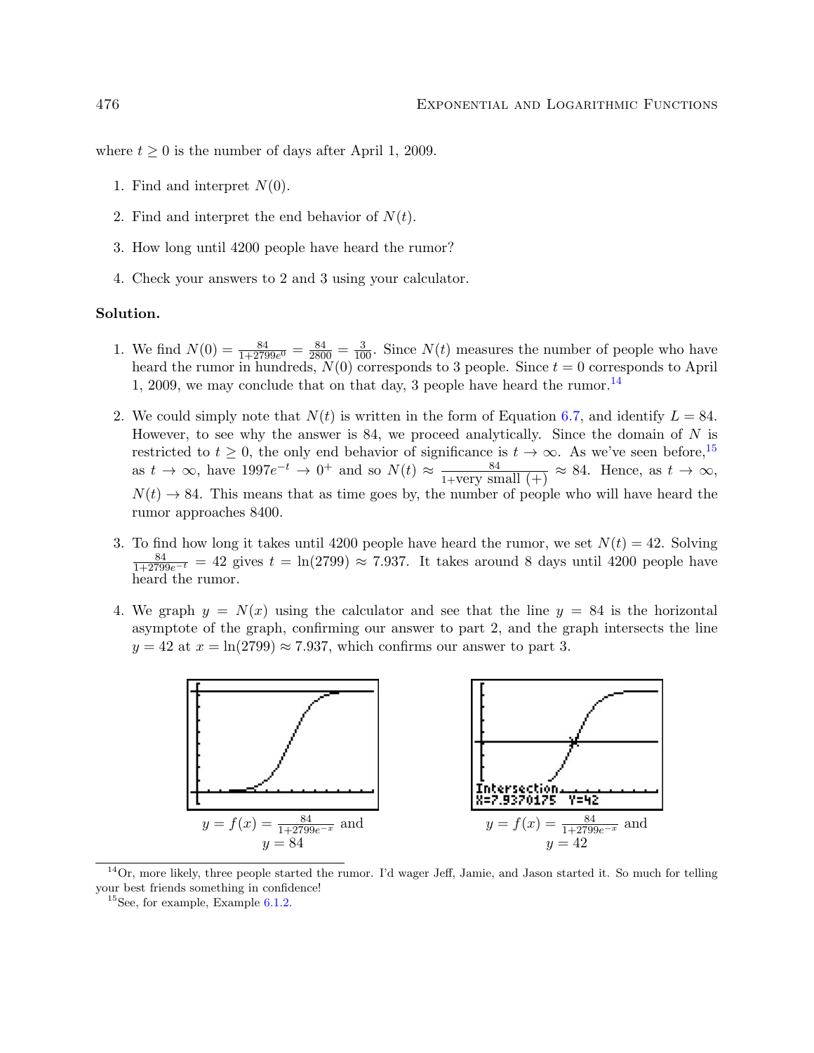where $t \geq 0$ is the number of days after April 1, 2009.

1. Find and interpret $N(0)$.
2. Find and interpret the end behavior of $N(t)$.
3. How long until 4200 people have heard the rumor?
4. Check your answers to 2 and 3 using your calculator.

**Solution.**

1. We find $N(0) = \frac{84}{1+2799e^0} = \frac{84}{2800} = \frac{3}{100}$. Since $N(t)$ measures the number of people who have heard the rumor in hundreds, $N(0)$ corresponds to 3 people. Since $t = 0$ corresponds to April 1, 2009, we may conclude that on that day, 3 people have heard the rumor.[14]

2. We could simply note that $N(t)$ is written in the form of Equation 6.7, and identify $L = 84$. However, to see why the answer is 84, we proceed analytically. Since the domain of $N$ is restricted to $t \geq 0$, the only end behavior of significance is $t \to \infty$. As we've seen before,[15] as $t \to \infty$, have $1997e^{-t} \to 0^+$ and so $N(t) \approx \frac{84}{1+\text{very small } (+)} \approx 84$. Hence, as $t \to \infty$, $N(t) \to 84$. This means that as time goes by, the number of people who will have heard the rumor approaches 8400.

3. To find how long it takes until 4200 people have heard the rumor, we set $N(t) = 42$. Solving $\frac{84}{1+2799e^{-t}} = 42$ gives $t = \ln(2799) \approx 7.937$. It takes around 8 days until 4200 people have heard the rumor.

4. We graph $y = N(x)$ using the calculator and see that the line $y = 84$ is the horizontal asymptote of the graph, confirming our answer to part 2, and the graph intersects the line $y = 42$ at $x = \ln(2799) \approx 7.937$, which confirms our answer to part 3.

$y = f(x) = \frac{84}{1+2799e^{-x}}$ and $y = 84$

Intersection X=7.9370175 Y=42

$y = f(x) = \frac{84}{1+2799e^{-x}}$ and $y = 42$

---

[14] Or, more likely, three people started the rumor. I'd wager Jeff, Jamie, and Jason started it. So much for telling your best friends something in confidence!

[15] See, for example, Example 6.1.2.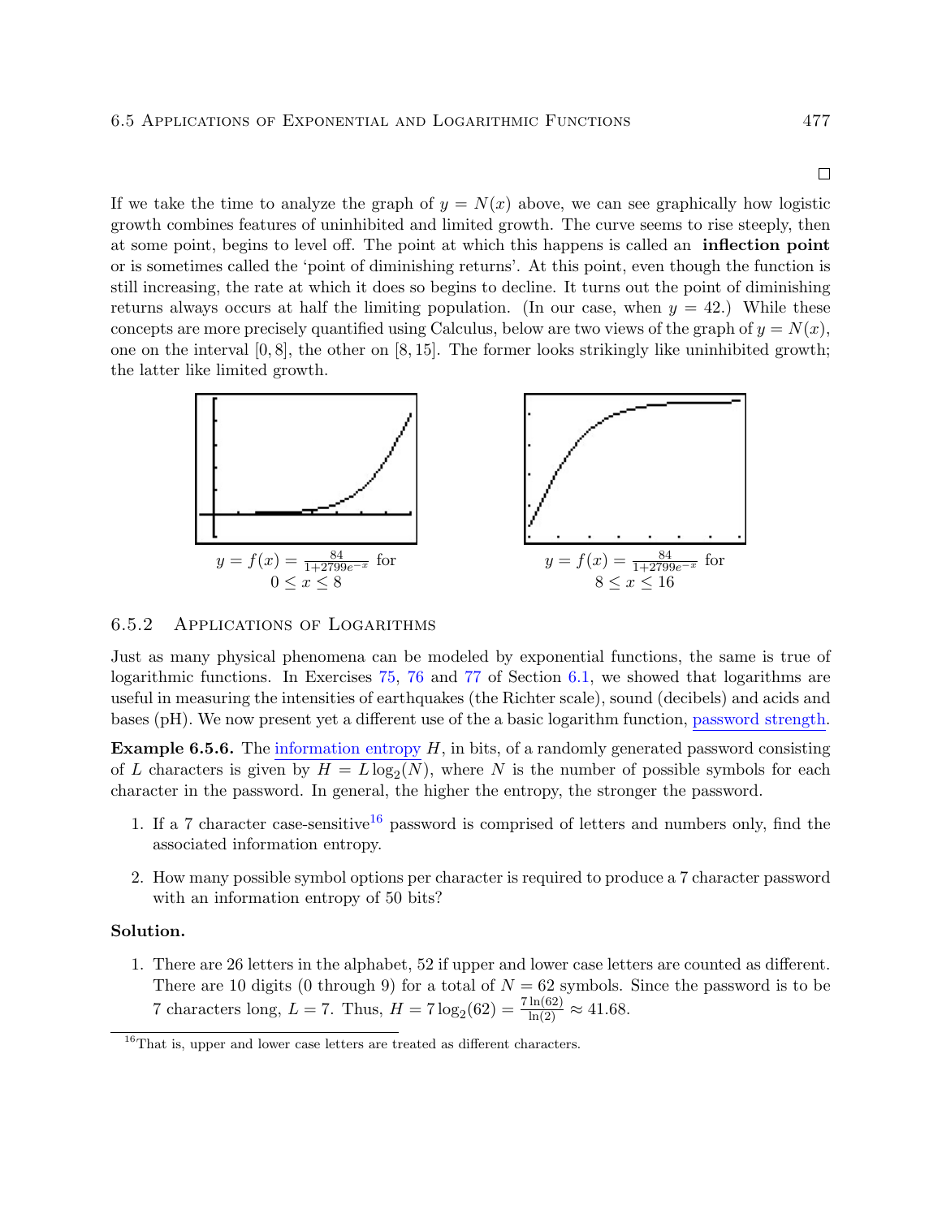□

If we take the time to analyze the graph of $y = N(x)$ above, we can see graphically how logistic growth combines features of uninhibited and limited growth. The curve seems to rise steeply, then at some point, begins to level off. The point at which this happens is called an **inflection point** or is sometimes called the 'point of diminishing returns'. At this point, even though the function is still increasing, the rate at which it does so begins to decline. It turns out the point of diminishing returns always occurs at half the limiting population. (In our case, when $y = 42$.) While these concepts are more precisely quantified using Calculus, below are two views of the graph of $y = N(x)$, one on the interval $[0, 8]$, the other on $[8, 15]$. The former looks strikingly like uninhibited growth; the latter like limited growth.

$y = f(x) = \frac{84}{1+2799e^{-x}}$ for $0 \leq x \leq 8$

$y = f(x) = \frac{84}{1+2799e^{-x}}$ for $8 \leq x \leq 16$

### 6.5.2 Applications of Logarithms

Just as many physical phenomena can be modeled by exponential functions, the same is true of logarithmic functions. In Exercises 75, 76 and 77 of Section 6.1, we showed that logarithms are useful in measuring the intensities of earthquakes (the Richter scale), sound (decibels) and acids and bases (pH). We now present yet a different use of the a basic logarithm function, password strength.

**Example 6.5.6.** The information entropy $H$, in bits, of a randomly generated password consisting of $L$ characters is given by $H = L \log_2(N)$, where $N$ is the number of possible symbols for each character in the password. In general, the higher the entropy, the stronger the password.

1. If a 7 character case-sensitive[16] password is comprised of letters and numbers only, find the associated information entropy.

2. How many possible symbol options per character is required to produce a 7 character password with an information entropy of 50 bits?

**Solution.**

1. There are 26 letters in the alphabet, 52 if upper and lower case letters are counted as different. There are 10 digits (0 through 9) for a total of $N = 62$ symbols. Since the password is to be 7 characters long, $L = 7$. Thus, $H = 7 \log_2(62) = \frac{7 \ln(62)}{\ln(2)} \approx 41.68$.

[16] That is, upper and lower case letters are treated as different characters.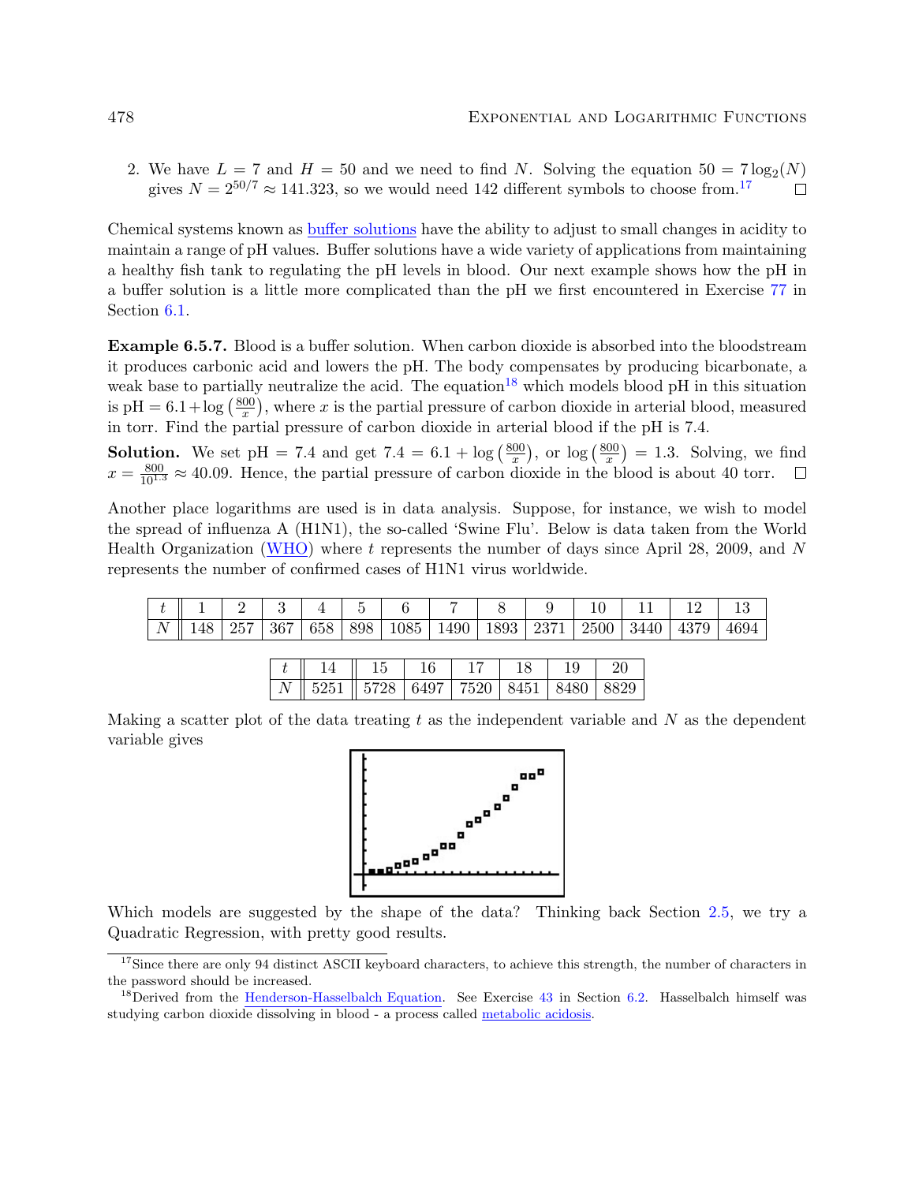2. We have $L = 7$ and $H = 50$ and we need to find $N$. Solving the equation $50 = 7\log_2(N)$ gives $N = 2^{50/7} \approx 141.323$, so we would need 142 different symbols to choose from.[17] □

Chemical systems known as buffer solutions have the ability to adjust to small changes in acidity to maintain a range of pH values. Buffer solutions have a wide variety of applications from maintaining a healthy fish tank to regulating the pH levels in blood. Our next example shows how the pH in a buffer solution is a little more complicated than the pH we first encountered in Exercise 77 in Section 6.1.

**Example 6.5.7.** Blood is a buffer solution. When carbon dioxide is absorbed into the bloodstream it produces carbonic acid and lowers the pH. The body compensates by producing bicarbonate, a weak base to partially neutralize the acid. The equation[18] which models blood pH in this situation is $\text{pH} = 6.1 + \log\left(\frac{800}{x}\right)$, where $x$ is the partial pressure of carbon dioxide in arterial blood, measured in torr. Find the partial pressure of carbon dioxide in arterial blood if the pH is 7.4.

**Solution.** We set $\text{pH} = 7.4$ and get $7.4 = 6.1 + \log\left(\frac{800}{x}\right)$, or $\log\left(\frac{800}{x}\right) = 1.3$. Solving, we find $x = \frac{800}{10^{1.3}} \approx 40.09$. Hence, the partial pressure of carbon dioxide in the blood is about 40 torr. □

Another place logarithms are used is in data analysis. Suppose, for instance, we wish to model the spread of influenza A (H1N1), the so-called 'Swine Flu'. Below is data taken from the World Health Organization (WHO) where $t$ represents the number of days since April 28, 2009, and $N$ represents the number of confirmed cases of H1N1 virus worldwide.

| $t$ | 1 | 2 | 3 | 4 | 5 | 6 | 7 | 8 | 9 | 10 | 11 | 12 | 13 |
|---|---|---|---|---|---|---|---|---|---|---|---|---|---|
| $N$ | 148 | 257 | 367 | 658 | 898 | 1085 | 1490 | 1893 | 2371 | 2500 | 3440 | 4379 | 4694 |

| $t$ | 14 | 15 | 16 | 17 | 18 | 19 | 20 |
|---|---|---|---|---|---|---|---|
| $N$ | 5251 | 5728 | 6497 | 7520 | 8451 | 8480 | 8829 |

Making a scatter plot of the data treating $t$ as the independent variable and $N$ as the dependent variable gives

Which models are suggested by the shape of the data? Thinking back Section 2.5, we try a Quadratic Regression, with pretty good results.

[17] Since there are only 94 distinct ASCII keyboard characters, to achieve this strength, the number of characters in the password should be increased.

[18] Derived from the Henderson-Hasselbalch Equation. See Exercise 43 in Section 6.2. Hasselbalch himself was studying carbon dioxide dissolving in blood - a process called metabolic acidosis.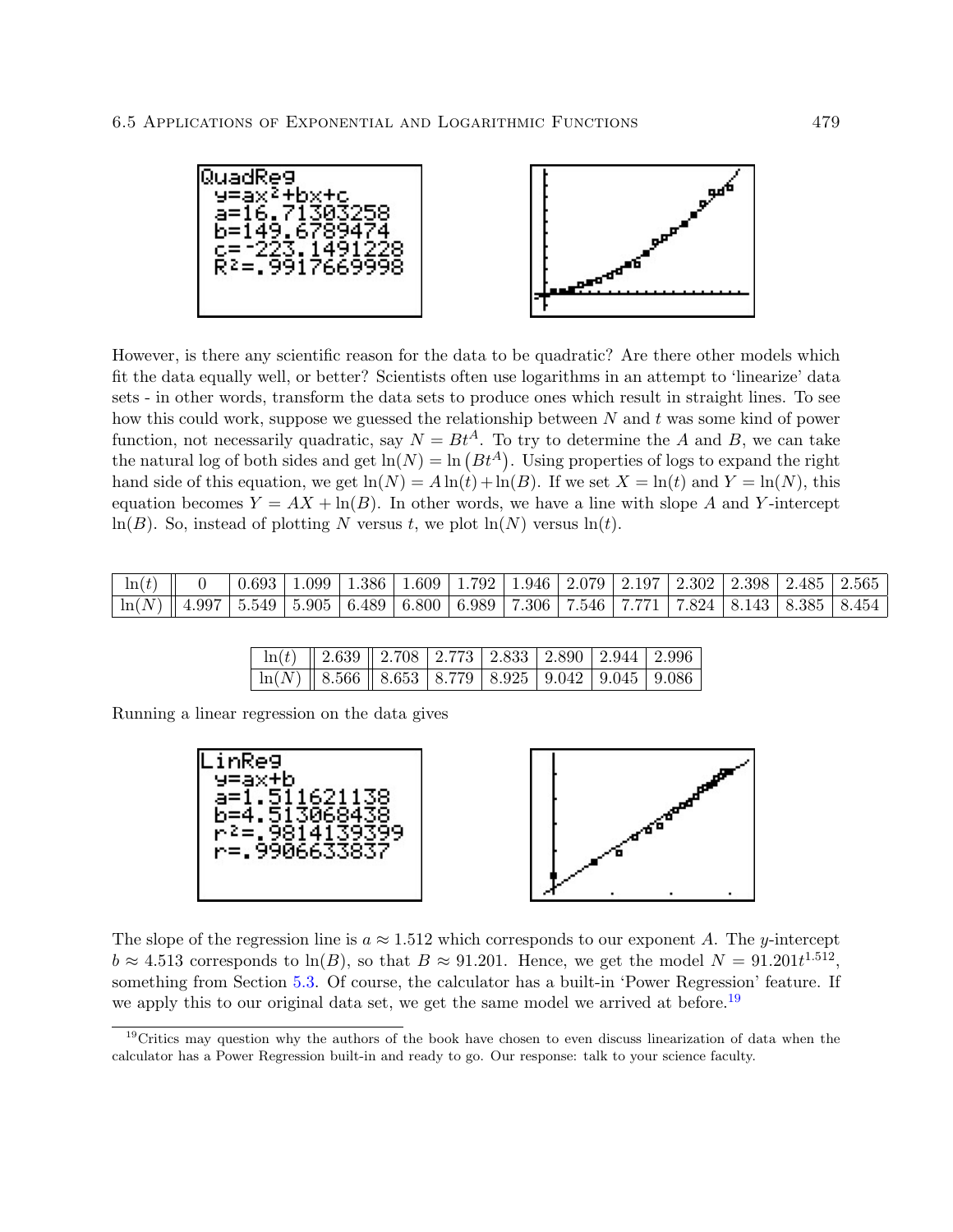However, is there any scientific reason for the data to be quadratic? Are there other models which fit the data equally well, or better? Scientists often use logarithms in an attempt to 'linearize' data sets - in other words, transform the data sets to produce ones which result in straight lines. To see how this could work, suppose we guessed the relationship between $N$ and $t$ was some kind of power function, not necessarily quadratic, say $N = Bt^A$. To try to determine the $A$ and $B$, we can take the natural log of both sides and get $\ln(N) = \ln\left(Bt^A\right)$. Using properties of logs to expand the right hand side of this equation, we get $\ln(N) = A\ln(t) + \ln(B)$. If we set $X = \ln(t)$ and $Y = \ln(N)$, this equation becomes $Y = AX + \ln(B)$. In other words, we have a line with slope $A$ and $Y$-intercept $\ln(B)$. So, instead of plotting $N$ versus $t$, we plot $\ln(N)$ versus $\ln(t)$.

| $\ln(t)$ | 0 | 0.693 | 1.099 | 1.386 | 1.609 | 1.792 | 1.946 | 2.079 | 2.197 | 2.302 | 2.398 | 2.485 | 2.565 |
|---|---|---|---|---|---|---|---|---|---|---|---|---|---|
| $\ln(N)$ | 4.997 | 5.549 | 5.905 | 6.489 | 6.800 | 6.989 | 7.306 | 7.546 | 7.771 | 7.824 | 8.143 | 8.385 | 8.454 |

| $\ln(t)$ | 2.639 | 2.708 | 2.773 | 2.833 | 2.890 | 2.944 | 2.996 |
|---|---|---|---|---|---|---|---|
| $\ln(N)$ | 8.566 | 8.653 | 8.779 | 8.925 | 9.042 | 9.045 | 9.086 |

Running a linear regression on the data gives

The slope of the regression line is $a \approx 1.512$ which corresponds to our exponent $A$. The $y$-intercept $b \approx 4.513$ corresponds to $\ln(B)$, so that $B \approx 91.201$. Hence, we get the model $N = 91.201t^{1.512}$, something from Section 5.3. Of course, the calculator has a built-in 'Power Regression' feature. If we apply this to our original data set, we get the same model we arrived at before.[19]

[19] Critics may question why the authors of the book have chosen to even discuss linearization of data when the calculator has a Power Regression built-in and ready to go. Our response: talk to your science faculty.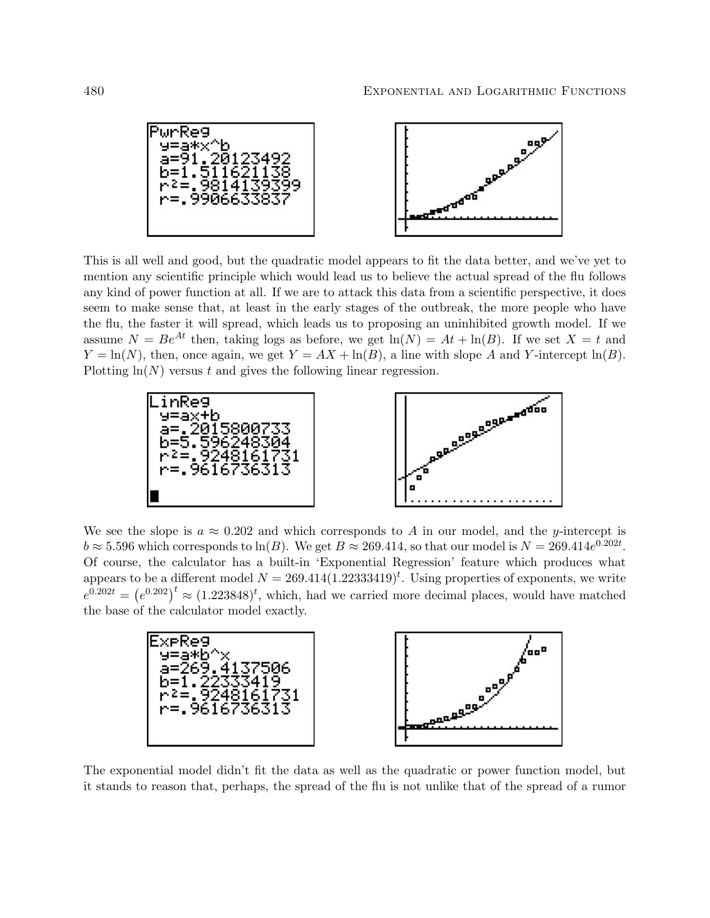This is all well and good, but the quadratic model appears to fit the data better, and we've yet to mention any scientific principle which would lead us to believe the actual spread of the flu follows any kind of power function at all. If we are to attack this data from a scientific perspective, it does seem to make sense that, at least in the early stages of the outbreak, the more people who have the flu, the faster it will spread, which leads us to proposing an uninhibited growth model. If we assume $N = Be^{At}$ then, taking logs as before, we get $\ln(N) = At + \ln(B)$. If we set $X = t$ and $Y = \ln(N)$, then, once again, we get $Y = AX + \ln(B)$, a line with slope $A$ and $Y$-intercept $\ln(B)$. Plotting $\ln(N)$ versus $t$ and gives the following linear regression.

We see the slope is $a \approx 0.202$ and which corresponds to $A$ in our model, and the $y$-intercept is $b \approx 5.596$ which corresponds to $\ln(B)$. We get $B \approx 269.414$, so that our model is $N = 269.414e^{0.202t}$. Of course, the calculator has a built-in 'Exponential Regression' feature which produces what appears to be a different model $N = 269.414(1.22333419)^t$. Using properties of exponents, we write $e^{0.202t} = \left(e^{0.202}\right)^t \approx (1.223848)^t$, which, had we carried more decimal places, would have matched the base of the calculator model exactly.

The exponential model didn't fit the data as well as the quadratic or power function model, but it stands to reason that, perhaps, the spread of the flu is not unlike that of the spread of a rumor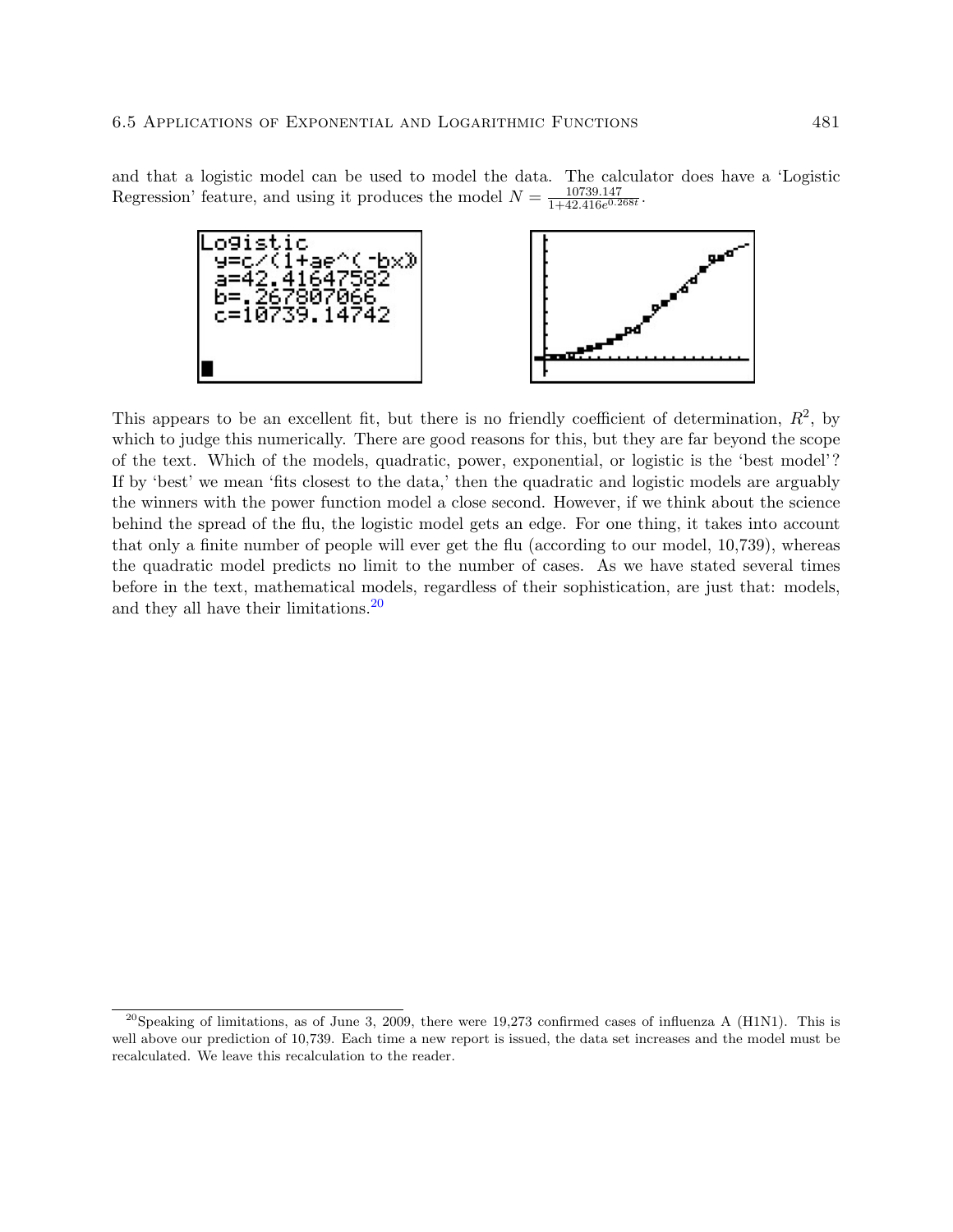and that a logistic model can be used to model the data. The calculator does have a 'Logistic Regression' feature, and using it produces the model $N = \frac{10739.147}{1+42.416e^{0.268t}}$.

This appears to be an excellent fit, but there is no friendly coefficient of determination, $R^2$, by which to judge this numerically. There are good reasons for this, but they are far beyond the scope of the text. Which of the models, quadratic, power, exponential, or logistic is the 'best model'? If by 'best' we mean 'fits closest to the data,' then the quadratic and logistic models are arguably the winners with the power function model a close second. However, if we think about the science behind the spread of the flu, the logistic model gets an edge. For one thing, it takes into account that only a finite number of people will ever get the flu (according to our model, 10,739), whereas the quadratic model predicts no limit to the number of cases. As we have stated several times before in the text, mathematical models, regardless of their sophistication, are just that: models, and they all have their limitations.[20]

[20] Speaking of limitations, as of June 3, 2009, there were 19,273 confirmed cases of influenza A (H1N1). This is well above our prediction of 10,739. Each time a new report is issued, the data set increases and the model must be recalculated. We leave this recalculation to the reader.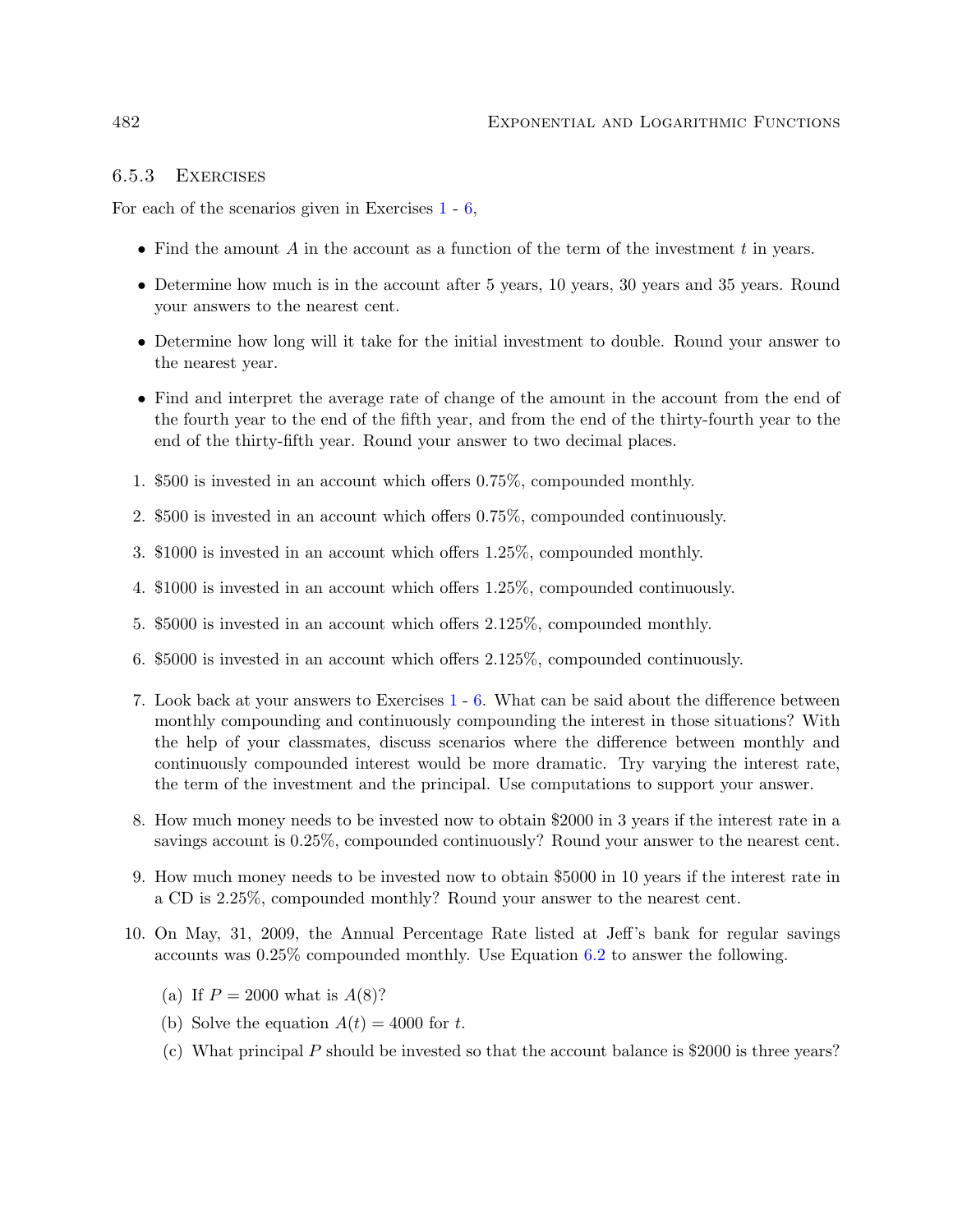### 6.5.3 Exercises

For each of the scenarios given in Exercises 1 - 6,

- Find the amount $A$ in the account as a function of the term of the investment $t$ in years.
- Determine how much is in the account after 5 years, 10 years, 30 years and 35 years. Round your answers to the nearest cent.
- Determine how long will it take for the initial investment to double. Round your answer to the nearest year.
- Find and interpret the average rate of change of the amount in the account from the end of the fourth year to the end of the fifth year, and from the end of the thirty-fourth year to the end of the thirty-fifth year. Round your answer to two decimal places.

1. \$500 is invested in an account which offers 0.75%, compounded monthly.
2. \$500 is invested in an account which offers 0.75%, compounded continuously.
3. \$1000 is invested in an account which offers 1.25%, compounded monthly.
4. \$1000 is invested in an account which offers 1.25%, compounded continuously.
5. \$5000 is invested in an account which offers 2.125%, compounded monthly.
6. \$5000 is invested in an account which offers 2.125%, compounded continuously.
7. Look back at your answers to Exercises 1 - 6. What can be said about the difference between monthly compounding and continuously compounding the interest in those situations? With the help of your classmates, discuss scenarios where the difference between monthly and continuously compounded interest would be more dramatic. Try varying the interest rate, the term of the investment and the principal. Use computations to support your answer.
8. How much money needs to be invested now to obtain \$2000 in 3 years if the interest rate in a savings account is 0.25%, compounded continuously? Round your answer to the nearest cent.
9. How much money needs to be invested now to obtain \$5000 in 10 years if the interest rate in a CD is 2.25%, compounded monthly? Round your answer to the nearest cent.
10. On May, 31, 2009, the Annual Percentage Rate listed at Jeff's bank for regular savings accounts was 0.25% compounded monthly. Use Equation 6.2 to answer the following.
    (a) If $P = 2000$ what is $A(8)$?
    (b) Solve the equation $A(t) = 4000$ for $t$.
    (c) What principal $P$ should be invested so that the account balance is \$2000 is three years?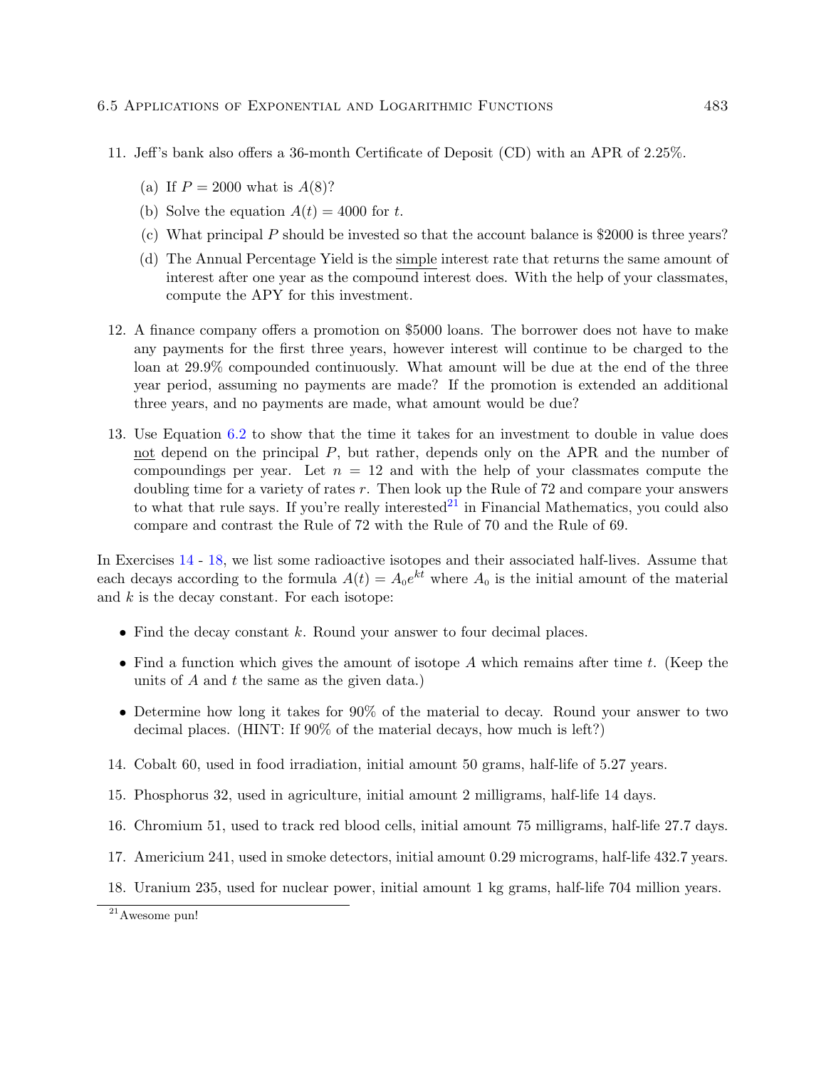11. Jeff's bank also offers a 36-month Certificate of Deposit (CD) with an APR of 2.25%.

    (a) If $P = 2000$ what is $A(8)$?

    (b) Solve the equation $A(t) = 4000$ for $t$.

    (c) What principal $P$ should be invested so that the account balance is \$2000 is three years?

    (d) The Annual Percentage Yield is the simple interest rate that returns the same amount of interest after one year as the compound interest does. With the help of your classmates, compute the APY for this investment.

12. A finance company offers a promotion on \$5000 loans. The borrower does not have to make any payments for the first three years, however interest will continue to be charged to the loan at 29.9% compounded continuously. What amount will be due at the end of the three year period, assuming no payments are made? If the promotion is extended an additional three years, and no payments are made, what amount would be due?

13. Use Equation 6.2 to show that the time it takes for an investment to double in value does not depend on the principal $P$, but rather, depends only on the APR and the number of compoundings per year. Let $n = 12$ and with the help of your classmates compute the doubling time for a variety of rates $r$. Then look up the Rule of 72 and compare your answers to what that rule says. If you're really interested[21] in Financial Mathematics, you could also compare and contrast the Rule of 72 with the Rule of 70 and the Rule of 69.

In Exercises 14 - 18, we list some radioactive isotopes and their associated half-lives. Assume that each decays according to the formula $A(t) = A_0 e^{kt}$ where $A_0$ is the initial amount of the material and $k$ is the decay constant. For each isotope:

- Find the decay constant $k$. Round your answer to four decimal places.
- Find a function which gives the amount of isotope $A$ which remains after time $t$. (Keep the units of $A$ and $t$ the same as the given data.)
- Determine how long it takes for 90% of the material to decay. Round your answer to two decimal places. (HINT: If 90% of the material decays, how much is left?)

14. Cobalt 60, used in food irradiation, initial amount 50 grams, half-life of 5.27 years.

15. Phosphorus 32, used in agriculture, initial amount 2 milligrams, half-life 14 days.

16. Chromium 51, used to track red blood cells, initial amount 75 milligrams, half-life 27.7 days.

17. Americium 241, used in smoke detectors, initial amount 0.29 micrograms, half-life 432.7 years.

18. Uranium 235, used for nuclear power, initial amount 1 kg grams, half-life 704 million years.

[21] Awesome pun!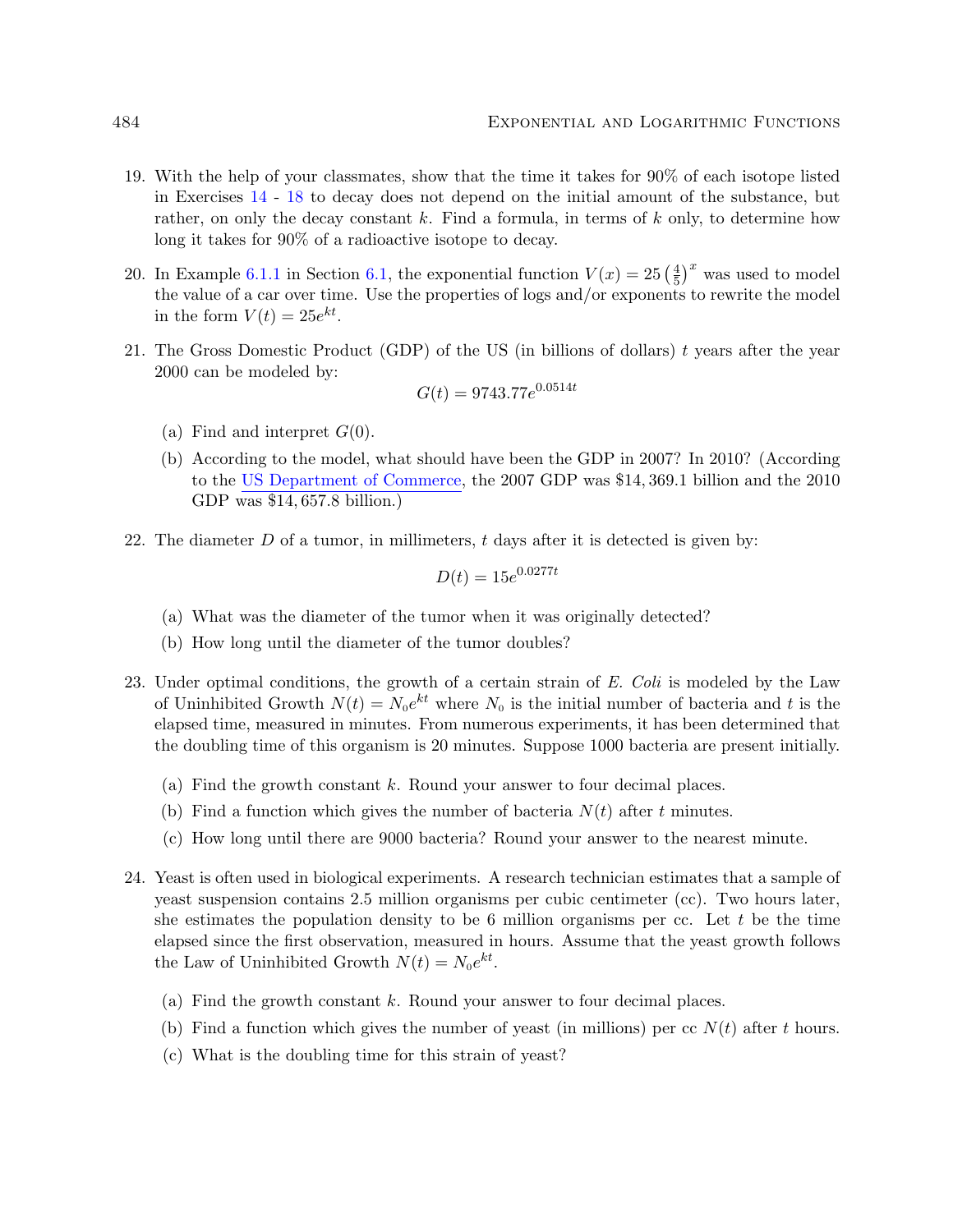19. With the help of your classmates, show that the time it takes for 90% of each isotope listed in Exercises 14 - 18 to decay does not depend on the initial amount of the substance, but rather, on only the decay constant $k$. Find a formula, in terms of $k$ only, to determine how long it takes for 90% of a radioactive isotope to decay.

20. In Example 6.1.1 in Section 6.1, the exponential function $V(x) = 25\left(\frac{4}{5}\right)^x$ was used to model the value of a car over time. Use the properties of logs and/or exponents to rewrite the model in the form $V(t) = 25e^{kt}$.

21. The Gross Domestic Product (GDP) of the US (in billions of dollars) $t$ years after the year 2000 can be modeled by:
$$G(t) = 9743.77e^{0.0514t}$$
    (a) Find and interpret $G(0)$.
    (b) According to the model, what should have been the GDP in 2007? In 2010? (According to the US Department of Commerce, the 2007 GDP was \$14,369.1 billion and the 2010 GDP was \$14,657.8 billion.)

22. The diameter $D$ of a tumor, in millimeters, $t$ days after it is detected is given by:
$$D(t) = 15e^{0.0277t}$$
    (a) What was the diameter of the tumor when it was originally detected?
    (b) How long until the diameter of the tumor doubles?

23. Under optimal conditions, the growth of a certain strain of *E. Coli* is modeled by the Law of Uninhibited Growth $N(t) = N_0e^{kt}$ where $N_0$ is the initial number of bacteria and $t$ is the elapsed time, measured in minutes. From numerous experiments, it has been determined that the doubling time of this organism is 20 minutes. Suppose 1000 bacteria are present initially.
    (a) Find the growth constant $k$. Round your answer to four decimal places.
    (b) Find a function which gives the number of bacteria $N(t)$ after $t$ minutes.
    (c) How long until there are 9000 bacteria? Round your answer to the nearest minute.

24. Yeast is often used in biological experiments. A research technician estimates that a sample of yeast suspension contains 2.5 million organisms per cubic centimeter (cc). Two hours later, she estimates the population density to be 6 million organisms per cc. Let $t$ be the time elapsed since the first observation, measured in hours. Assume that the yeast growth follows the Law of Uninhibited Growth $N(t) = N_0e^{kt}$.
    (a) Find the growth constant $k$. Round your answer to four decimal places.
    (b) Find a function which gives the number of yeast (in millions) per cc $N(t)$ after $t$ hours.
    (c) What is the doubling time for this strain of yeast?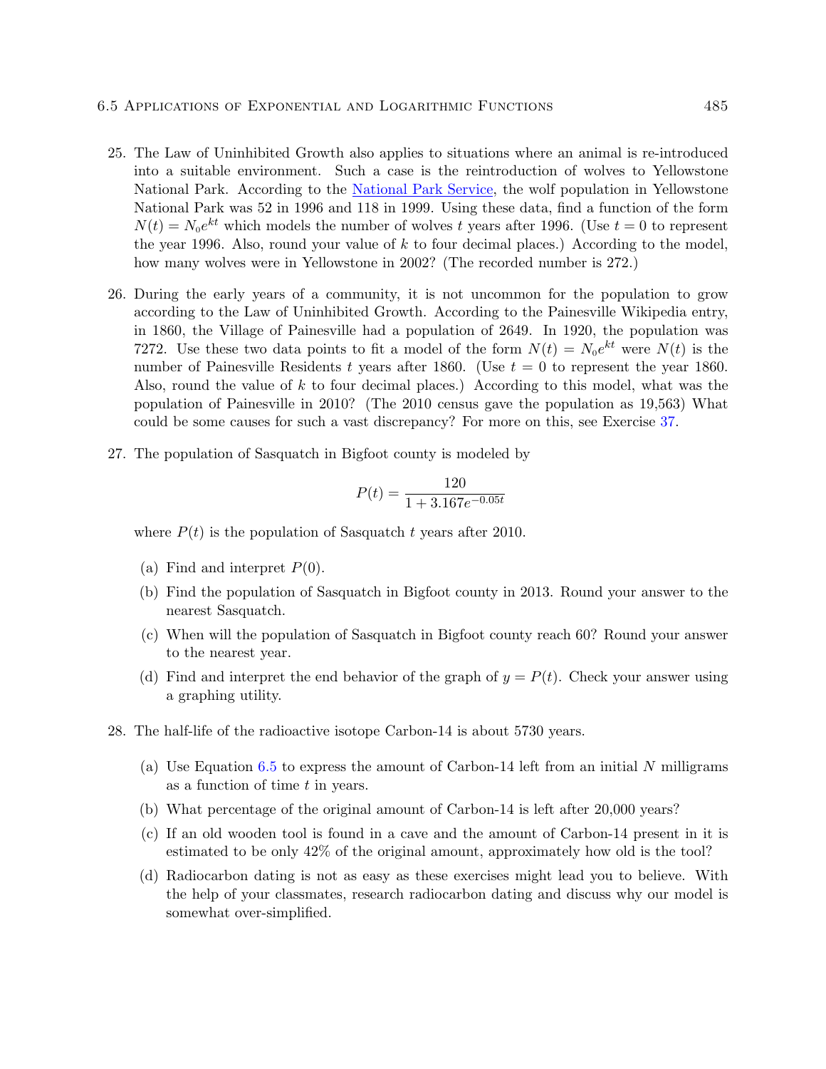25. The Law of Uninhibited Growth also applies to situations where an animal is re-introduced into a suitable environment. Such a case is the reintroduction of wolves to Yellowstone National Park. According to the National Park Service, the wolf population in Yellowstone National Park was 52 in 1996 and 118 in 1999. Using these data, find a function of the form $N(t) = N_0 e^{kt}$ which models the number of wolves $t$ years after 1996. (Use $t = 0$ to represent the year 1996. Also, round your value of $k$ to four decimal places.) According to the model, how many wolves were in Yellowstone in 2002? (The recorded number is 272.)

26. During the early years of a community, it is not uncommon for the population to grow according to the Law of Uninhibited Growth. According to the Painesville Wikipedia entry, in 1860, the Village of Painesville had a population of 2649. In 1920, the population was 7272. Use these two data points to fit a model of the form $N(t) = N_0 e^{kt}$ were $N(t)$ is the number of Painesville Residents $t$ years after 1860. (Use $t = 0$ to represent the year 1860. Also, round the value of $k$ to four decimal places.) According to this model, what was the population of Painesville in 2010? (The 2010 census gave the population as 19,563) What could be some causes for such a vast discrepancy? For more on this, see Exercise 37.

27. The population of Sasquatch in Bigfoot county is modeled by

$$P(t) = \frac{120}{1 + 3.167e^{-0.05t}}$$

where $P(t)$ is the population of Sasquatch $t$ years after 2010.

   (a) Find and interpret $P(0)$.

   (b) Find the population of Sasquatch in Bigfoot county in 2013. Round your answer to the nearest Sasquatch.

   (c) When will the population of Sasquatch in Bigfoot county reach 60? Round your answer to the nearest year.

   (d) Find and interpret the end behavior of the graph of $y = P(t)$. Check your answer using a graphing utility.

28. The half-life of the radioactive isotope Carbon-14 is about 5730 years.

   (a) Use Equation 6.5 to express the amount of Carbon-14 left from an initial $N$ milligrams as a function of time $t$ in years.

   (b) What percentage of the original amount of Carbon-14 is left after 20,000 years?

   (c) If an old wooden tool is found in a cave and the amount of Carbon-14 present in it is estimated to be only 42% of the original amount, approximately how old is the tool?

   (d) Radiocarbon dating is not as easy as these exercises might lead you to believe. With the help of your classmates, research radiocarbon dating and discuss why our model is somewhat over-simplified.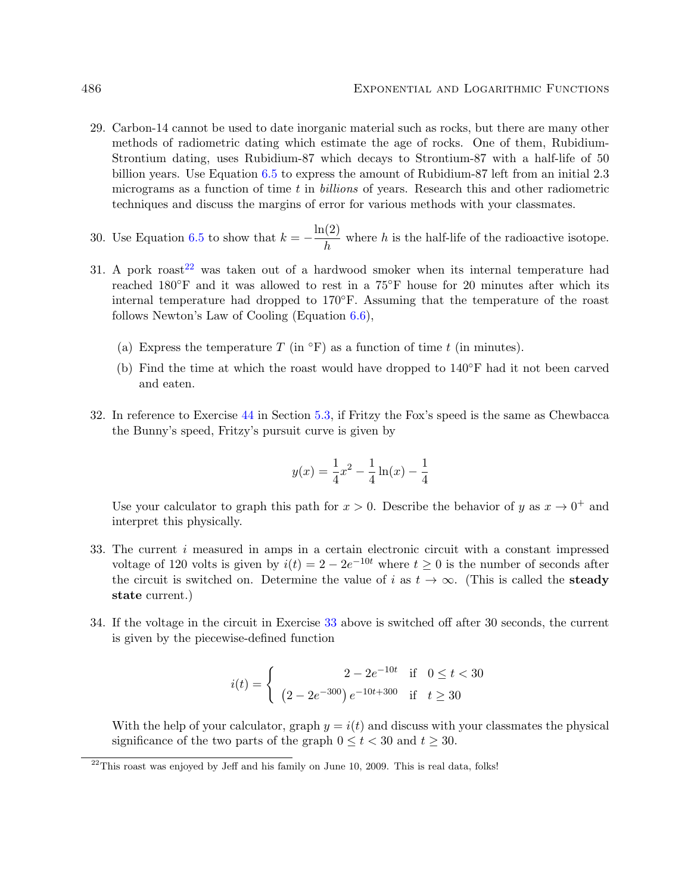29. Carbon-14 cannot be used to date inorganic material such as rocks, but there are many other methods of radiometric dating which estimate the age of rocks. One of them, Rubidium-Strontium dating, uses Rubidium-87 which decays to Strontium-87 with a half-life of 50 billion years. Use Equation 6.5 to express the amount of Rubidium-87 left from an initial 2.3 micrograms as a function of time $t$ in *billions* of years. Research this and other radiometric techniques and discuss the margins of error for various methods with your classmates.

30. Use Equation 6.5 to show that $k = -\dfrac{\ln(2)}{h}$ where $h$ is the half-life of the radioactive isotope.

31. A pork roast[22] was taken out of a hardwood smoker when its internal temperature had reached 180°F and it was allowed to rest in a 75°F house for 20 minutes after which its internal temperature had dropped to 170°F. Assuming that the temperature of the roast follows Newton's Law of Cooling (Equation 6.6),

    (a) Express the temperature $T$ (in °F) as a function of time $t$ (in minutes).

    (b) Find the time at which the roast would have dropped to 140°F had it not been carved and eaten.

32. In reference to Exercise 44 in Section 5.3, if Fritzy the Fox's speed is the same as Chewbacca the Bunny's speed, Fritzy's pursuit curve is given by

$$y(x) = \frac{1}{4}x^2 - \frac{1}{4}\ln(x) - \frac{1}{4}$$

    Use your calculator to graph this path for $x > 0$. Describe the behavior of $y$ as $x \to 0^+$ and interpret this physically.

33. The current $i$ measured in amps in a certain electronic circuit with a constant impressed voltage of 120 volts is given by $i(t) = 2 - 2e^{-10t}$ where $t \geq 0$ is the number of seconds after the circuit is switched on. Determine the value of $i$ as $t \to \infty$. (This is called the **steady state** current.)

34. If the voltage in the circuit in Exercise 33 above is switched off after 30 seconds, the current is given by the piecewise-defined function

$$i(t) = \begin{cases} 2 - 2e^{-10t} & \text{if } \; 0 \leq t < 30 \\ \left(2 - 2e^{-300}\right)e^{-10t+300} & \text{if } \; t \geq 30 \end{cases}$$

    With the help of your calculator, graph $y = i(t)$ and discuss with your classmates the physical significance of the two parts of the graph $0 \leq t < 30$ and $t \geq 30$.

[22] This roast was enjoyed by Jeff and his family on June 10, 2009. This is real data, folks!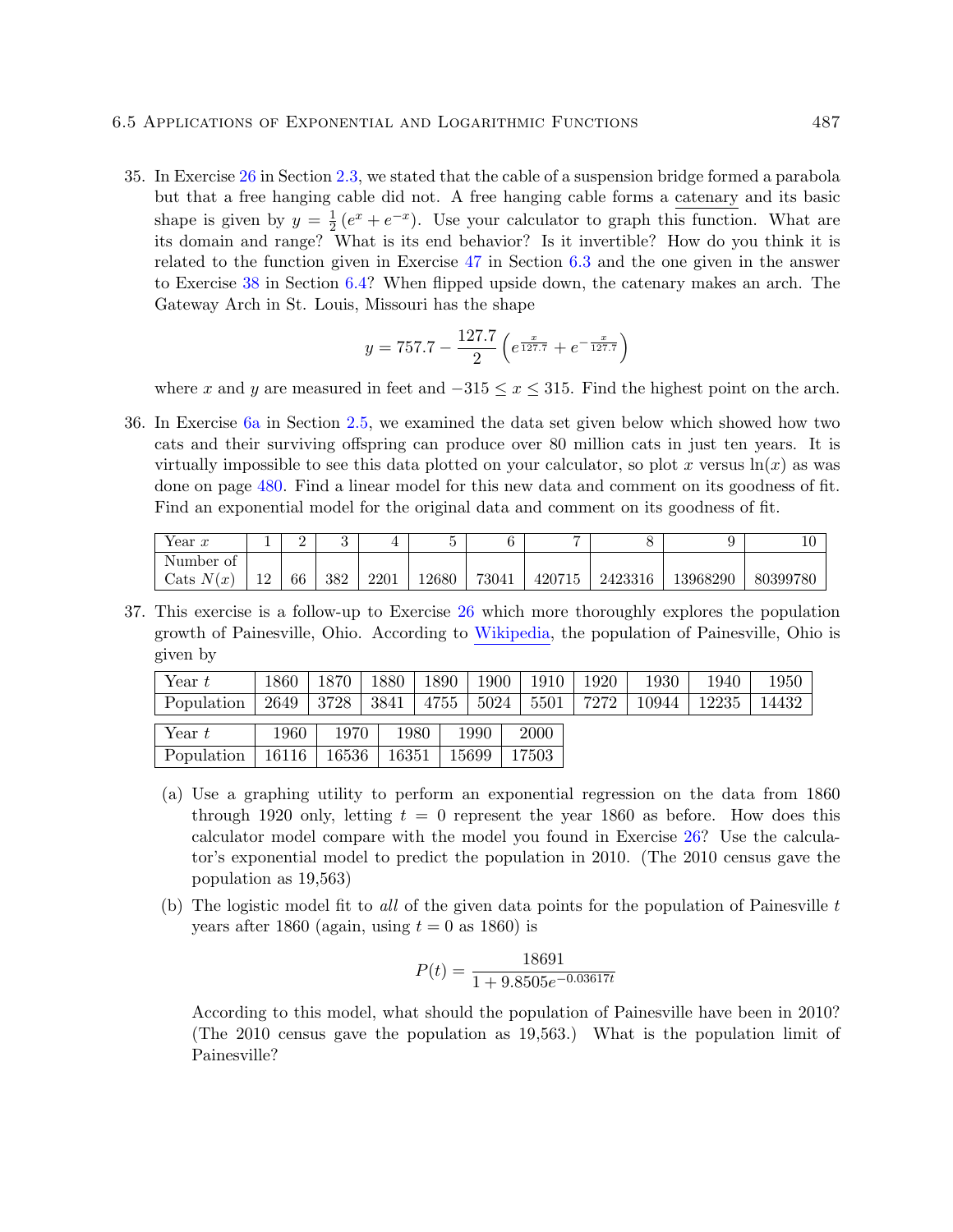35. In Exercise 26 in Section 2.3, we stated that the cable of a suspension bridge formed a parabola but that a free hanging cable did not. A free hanging cable forms a catenary and its basic shape is given by $y = \frac{1}{2}\left(e^x + e^{-x}\right)$. Use your calculator to graph this function. What are its domain and range? What is its end behavior? Is it invertible? How do you think it is related to the function given in Exercise 47 in Section 6.3 and the one given in the answer to Exercise 38 in Section 6.4? When flipped upside down, the catenary makes an arch. The Gateway Arch in St. Louis, Missouri has the shape

$$y = 757.7 - \frac{127.7}{2}\left(e^{\frac{x}{127.7}} + e^{-\frac{x}{127.7}}\right)$$

where $x$ and $y$ are measured in feet and $-315 \leq x \leq 315$. Find the highest point on the arch.

36. In Exercise 6a in Section 2.5, we examined the data set given below which showed how two cats and their surviving offspring can produce over 80 million cats in just ten years. It is virtually impossible to see this data plotted on your calculator, so plot $x$ versus $\ln(x)$ as was done on page 480. Find a linear model for this new data and comment on its goodness of fit. Find an exponential model for the original data and comment on its goodness of fit.

| Year $x$ | 1 | 2 | 3 | 4 | 5 | 6 | 7 | 8 | 9 | 10 |
|---|---|---|---|---|---|---|---|---|---|---|
| Number of Cats $N(x)$ | 12 | 66 | 382 | 2201 | 12680 | 73041 | 420715 | 2423316 | 13968290 | 80399780 |

37. This exercise is a follow-up to Exercise 26 which more thoroughly explores the population growth of Painesville, Ohio. According to Wikipedia, the population of Painesville, Ohio is given by

| Year $t$ | 1860 | 1870 | 1880 | 1890 | 1900 | 1910 | 1920 | 1930 | 1940 | 1950 |
|---|---|---|---|---|---|---|---|---|---|---|
| Population | 2649 | 3728 | 3841 | 4755 | 5024 | 5501 | 7272 | 10944 | 12235 | 14432 |

| Year $t$ | 1960 | 1970 | 1980 | 1990 | 2000 |
|---|---|---|---|---|---|
| Population | 16116 | 16536 | 16351 | 15699 | 17503 |

(a) Use a graphing utility to perform an exponential regression on the data from 1860 through 1920 only, letting $t = 0$ represent the year 1860 as before. How does this calculator model compare with the model you found in Exercise 26? Use the calculator's exponential model to predict the population in 2010. (The 2010 census gave the population as 19,563)

(b) The logistic model fit to *all* of the given data points for the population of Painesville $t$ years after 1860 (again, using $t = 0$ as 1860) is

$$P(t) = \frac{18691}{1 + 9.8505e^{-0.03617t}}$$

According to this model, what should the population of Painesville have been in 2010? (The 2010 census gave the population as 19,563.) What is the population limit of Painesville?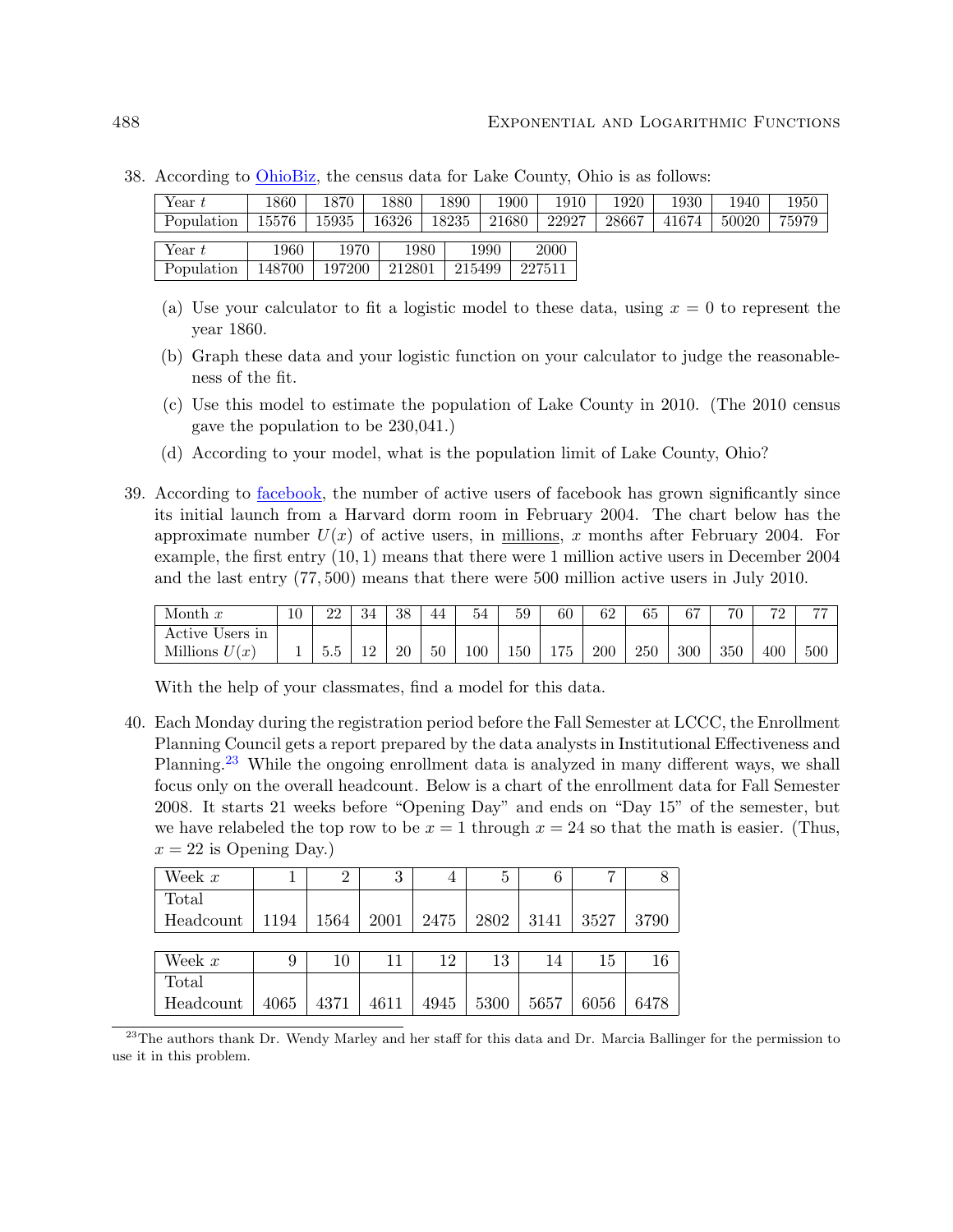38. According to OhioBiz, the census data for Lake County, Ohio is as follows:

| Year $t$ | 1860 | 1870 | 1880 | 1890 | 1900 | 1910 | 1920 | 1930 | 1940 | 1950 |
|---|---|---|---|---|---|---|---|---|---|---|
| Population | 15576 | 15935 | 16326 | 18235 | 21680 | 22927 | 28667 | 41674 | 50020 | 75979 |

| Year $t$ | 1960 | 1970 | 1980 | 1990 | 2000 |
|---|---|---|---|---|---|
| Population | 148700 | 197200 | 212801 | 215499 | 227511 |

(a) Use your calculator to fit a logistic model to these data, using $x = 0$ to represent the year 1860.

(b) Graph these data and your logistic function on your calculator to judge the reasonableness of the fit.

(c) Use this model to estimate the population of Lake County in 2010. (The 2010 census gave the population to be 230,041.)

(d) According to your model, what is the population limit of Lake County, Ohio?

39. According to facebook, the number of active users of facebook has grown significantly since its initial launch from a Harvard dorm room in February 2004. The chart below has the approximate number $U(x)$ of active users, in millions, $x$ months after February 2004. For example, the first entry $(10, 1)$ means that there were 1 million active users in December 2004 and the last entry $(77, 500)$ means that there were 500 million active users in July 2010.

| Month $x$ | 10 | 22 | 34 | 38 | 44 | 54 | 59 | 60 | 62 | 65 | 67 | 70 | 72 | 77 |
|---|---|---|---|---|---|---|---|---|---|---|---|---|---|---|
| Active Users in Millions $U(x)$ | 1 | 5.5 | 12 | 20 | 50 | 100 | 150 | 175 | 200 | 250 | 300 | 350 | 400 | 500 |

With the help of your classmates, find a model for this data.

40. Each Monday during the registration period before the Fall Semester at LCCC, the Enrollment Planning Council gets a report prepared by the data analysts in Institutional Effectiveness and Planning.[23] While the ongoing enrollment data is analyzed in many different ways, we shall focus only on the overall headcount. Below is a chart of the enrollment data for Fall Semester 2008. It starts 21 weeks before "Opening Day" and ends on "Day 15" of the semester, but we have relabeled the top row to be $x = 1$ through $x = 24$ so that the math is easier. (Thus, $x = 22$ is Opening Day.)

| Week $x$ | 1 | 2 | 3 | 4 | 5 | 6 | 7 | 8 |
|---|---|---|---|---|---|---|---|---|
| Total Headcount | 1194 | 1564 | 2001 | 2475 | 2802 | 3141 | 3527 | 3790 |

| Week $x$ | 9 | 10 | 11 | 12 | 13 | 14 | 15 | 16 |
|---|---|---|---|---|---|---|---|---|
| Total Headcount | 4065 | 4371 | 4611 | 4945 | 5300 | 5657 | 6056 | 6478 |

[23]The authors thank Dr. Wendy Marley and her staff for this data and Dr. Marcia Ballinger for the permission to use it in this problem.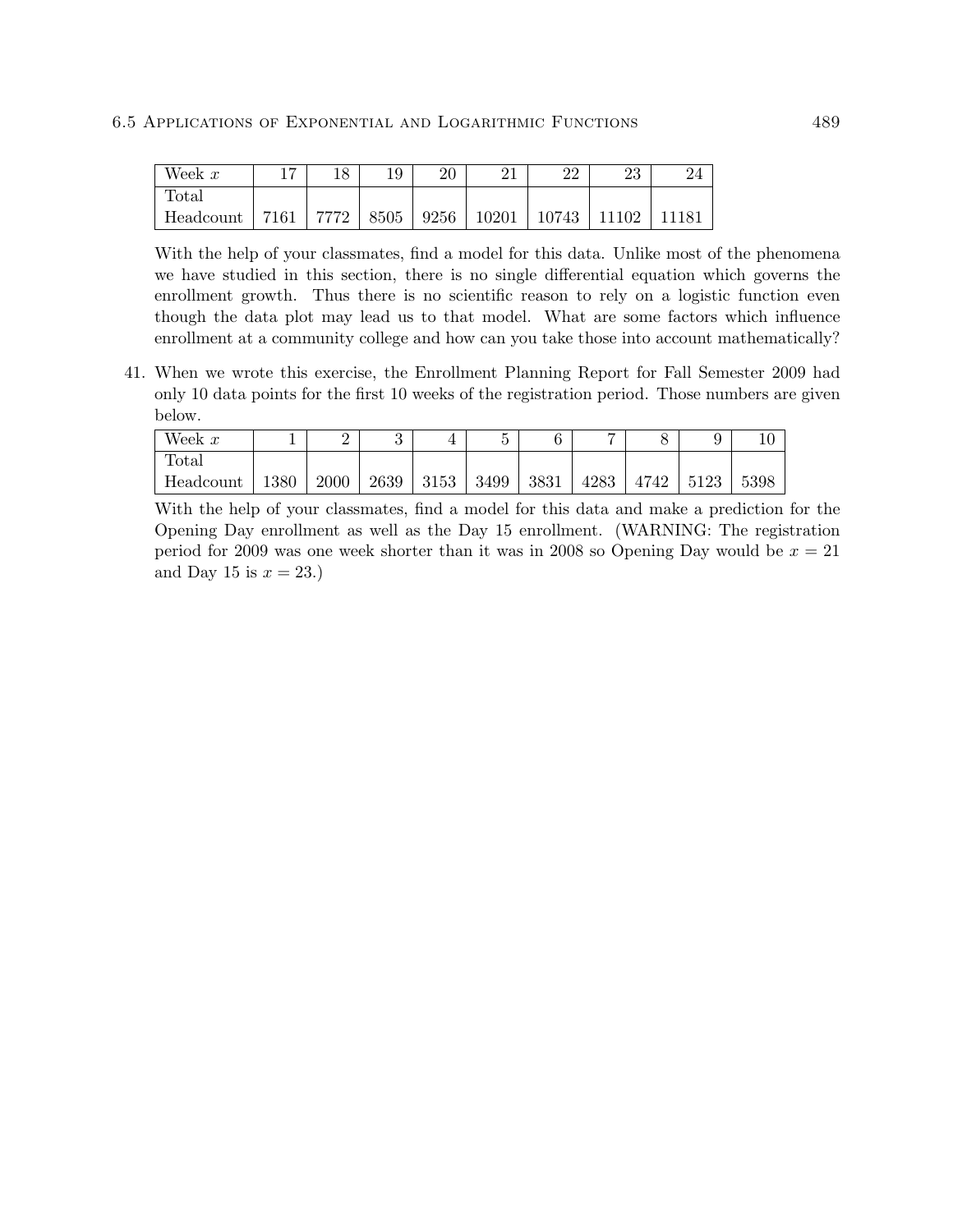| Week $x$ | 17 | 18 | 19 | 20 | 21 | 22 | 23 | 24 |
|---|---|---|---|---|---|---|---|---|
| Total Headcount | 7161 | 7772 | 8505 | 9256 | 10201 | 10743 | 11102 | 11181 |

With the help of your classmates, find a model for this data. Unlike most of the phenomena we have studied in this section, there is no single differential equation which governs the enrollment growth. Thus there is no scientific reason to rely on a logistic function even though the data plot may lead us to that model. What are some factors which influence enrollment at a community college and how can you take those into account mathematically?

41. When we wrote this exercise, the Enrollment Planning Report for Fall Semester 2009 had only 10 data points for the first 10 weeks of the registration period. Those numbers are given below.

| Week $x$ | 1 | 2 | 3 | 4 | 5 | 6 | 7 | 8 | 9 | 10 |
|---|---|---|---|---|---|---|---|---|---|---|
| Total Headcount | 1380 | 2000 | 2639 | 3153 | 3499 | 3831 | 4283 | 4742 | 5123 | 5398 |

With the help of your classmates, find a model for this data and make a prediction for the Opening Day enrollment as well as the Day 15 enrollment. (WARNING: The registration period for 2009 was one week shorter than it was in 2008 so Opening Day would be $x = 21$ and Day 15 is $x = 23$.)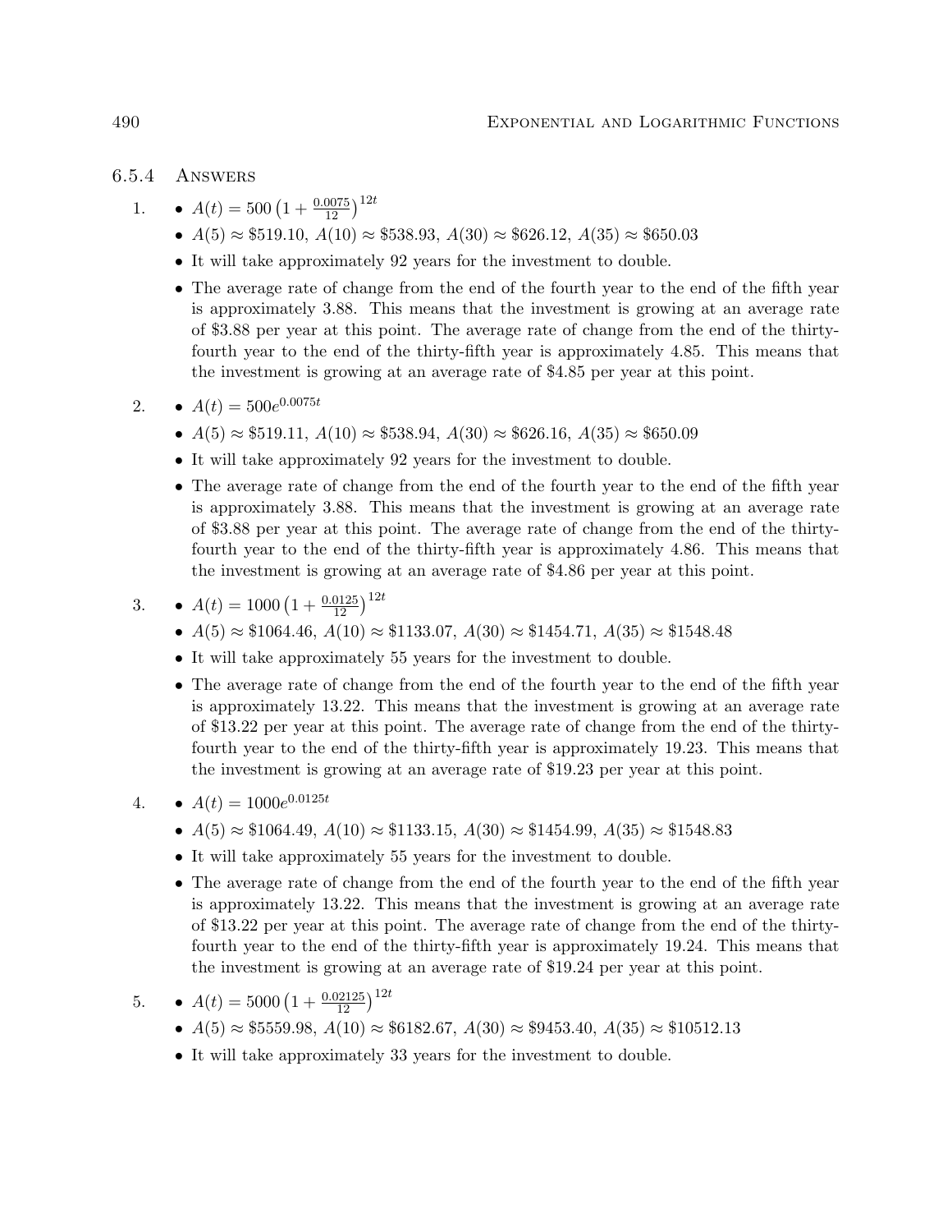### 6.5.4 Answers

1. 
   - $A(t) = 500\left(1 + \frac{0.0075}{12}\right)^{12t}$
   - $A(5) \approx \$519.10$, $A(10) \approx \$538.93$, $A(30) \approx \$626.12$, $A(35) \approx \$650.03$
   - It will take approximately 92 years for the investment to double.
   - The average rate of change from the end of the fourth year to the end of the fifth year is approximately 3.88. This means that the investment is growing at an average rate of \$3.88 per year at this point. The average rate of change from the end of the thirty-fourth year to the end of the thirty-fifth year is approximately 4.85. This means that the investment is growing at an average rate of \$4.85 per year at this point.

2. 
   - $A(t) = 500e^{0.0075t}$
   - $A(5) \approx \$519.11$, $A(10) \approx \$538.94$, $A(30) \approx \$626.16$, $A(35) \approx \$650.09$
   - It will take approximately 92 years for the investment to double.
   - The average rate of change from the end of the fourth year to the end of the fifth year is approximately 3.88. This means that the investment is growing at an average rate of \$3.88 per year at this point. The average rate of change from the end of the thirty-fourth year to the end of the thirty-fifth year is approximately 4.86. This means that the investment is growing at an average rate of \$4.86 per year at this point.

3. 
   - $A(t) = 1000\left(1 + \frac{0.0125}{12}\right)^{12t}$
   - $A(5) \approx \$1064.46$, $A(10) \approx \$1133.07$, $A(30) \approx \$1454.71$, $A(35) \approx \$1548.48$
   - It will take approximately 55 years for the investment to double.
   - The average rate of change from the end of the fourth year to the end of the fifth year is approximately 13.22. This means that the investment is growing at an average rate of \$13.22 per year at this point. The average rate of change from the end of the thirty-fourth year to the end of the thirty-fifth year is approximately 19.23. This means that the investment is growing at an average rate of \$19.23 per year at this point.

4. 
   - $A(t) = 1000e^{0.0125t}$
   - $A(5) \approx \$1064.49$, $A(10) \approx \$1133.15$, $A(30) \approx \$1454.99$, $A(35) \approx \$1548.83$
   - It will take approximately 55 years for the investment to double.
   - The average rate of change from the end of the fourth year to the end of the fifth year is approximately 13.22. This means that the investment is growing at an average rate of \$13.22 per year at this point. The average rate of change from the end of the thirty-fourth year to the end of the thirty-fifth year is approximately 19.24. This means that the investment is growing at an average rate of \$19.24 per year at this point.

5. 
   - $A(t) = 5000\left(1 + \frac{0.02125}{12}\right)^{12t}$
   - $A(5) \approx \$5559.98$, $A(10) \approx \$6182.67$, $A(30) \approx \$9453.40$, $A(35) \approx \$10512.13$
   - It will take approximately 33 years for the investment to double.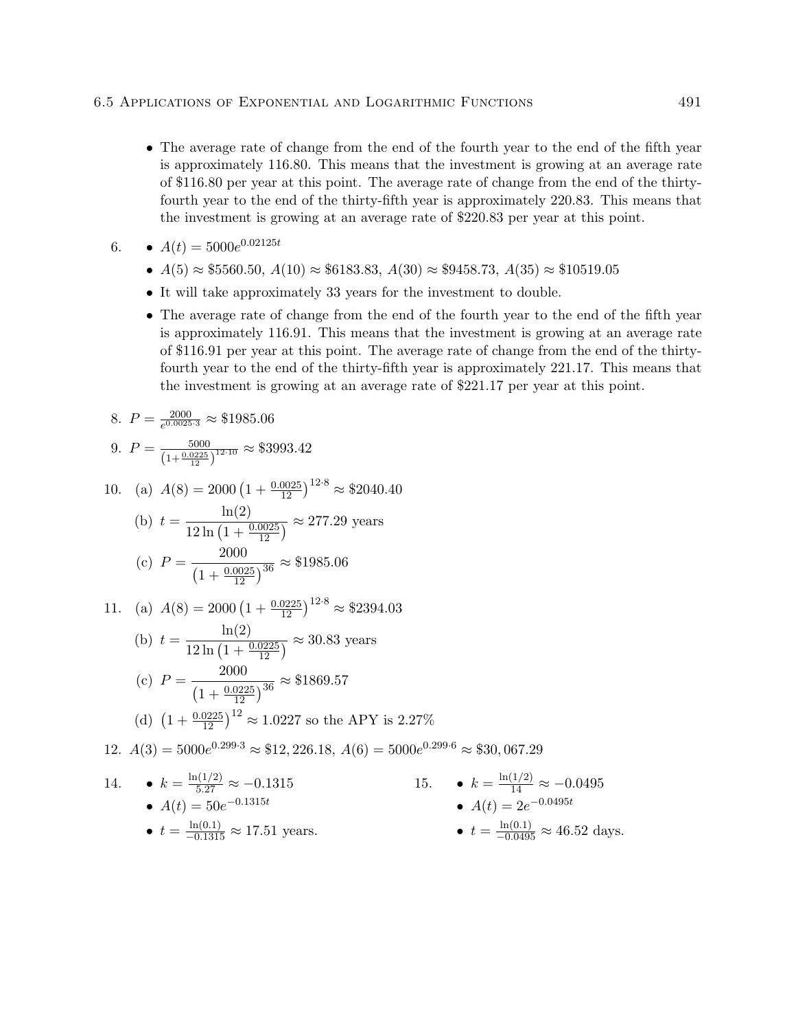- The average rate of change from the end of the fourth year to the end of the fifth year is approximately 116.80. This means that the investment is growing at an average rate of \$116.80 per year at this point. The average rate of change from the end of the thirty-fourth year to the end of the thirty-fifth year is approximately 220.83. This means that the investment is growing at an average rate of \$220.83 per year at this point.

6. 
   - $A(t) = 5000e^{0.02125t}$
   - $A(5) \approx \$5560.50$, $A(10) \approx \$6183.83$, $A(30) \approx \$9458.73$, $A(35) \approx \$10519.05$
   - It will take approximately 33 years for the investment to double.
   - The average rate of change from the end of the fourth year to the end of the fifth year is approximately 116.91. This means that the investment is growing at an average rate of \$116.91 per year at this point. The average rate of change from the end of the thirty-fourth year to the end of the thirty-fifth year is approximately 221.17. This means that the investment is growing at an average rate of \$221.17 per year at this point.

8. $P = \frac{2000}{e^{0.0025 \cdot 3}} \approx \$1985.06$

9. $P = \frac{5000}{\left(1+\frac{0.0225}{12}\right)^{12 \cdot 10}} \approx \$3993.42$

10. (a) $A(8) = 2000\left(1 + \frac{0.0025}{12}\right)^{12 \cdot 8} \approx \$2040.40$

    (b) $t = \dfrac{\ln(2)}{12\ln\left(1 + \frac{0.0025}{12}\right)} \approx 277.29$ years

    (c) $P = \dfrac{2000}{\left(1 + \frac{0.0025}{12}\right)^{36}} \approx \$1985.06$

11. (a) $A(8) = 2000\left(1 + \frac{0.0225}{12}\right)^{12 \cdot 8} \approx \$2394.03$

    (b) $t = \dfrac{\ln(2)}{12\ln\left(1 + \frac{0.0225}{12}\right)} \approx 30.83$ years

    (c) $P = \dfrac{2000}{\left(1 + \frac{0.0225}{12}\right)^{36}} \approx \$1869.57$

    (d) $\left(1 + \frac{0.0225}{12}\right)^{12} \approx 1.0227$ so the APY is 2.27%

12. $A(3) = 5000e^{0.299 \cdot 3} \approx \$12,226.18$, $A(6) = 5000e^{0.299 \cdot 6} \approx \$30,067.29$

14. 
    - $k = \frac{\ln(1/2)}{5.27} \approx -0.1315$
    - $A(t) = 50e^{-0.1315t}$
    - $t = \frac{\ln(0.1)}{-0.1315} \approx 17.51$ years.

15. 
    - $k = \frac{\ln(1/2)}{14} \approx -0.0495$
    - $A(t) = 2e^{-0.0495t}$
    - $t = \frac{\ln(0.1)}{-0.0495} \approx 46.52$ days.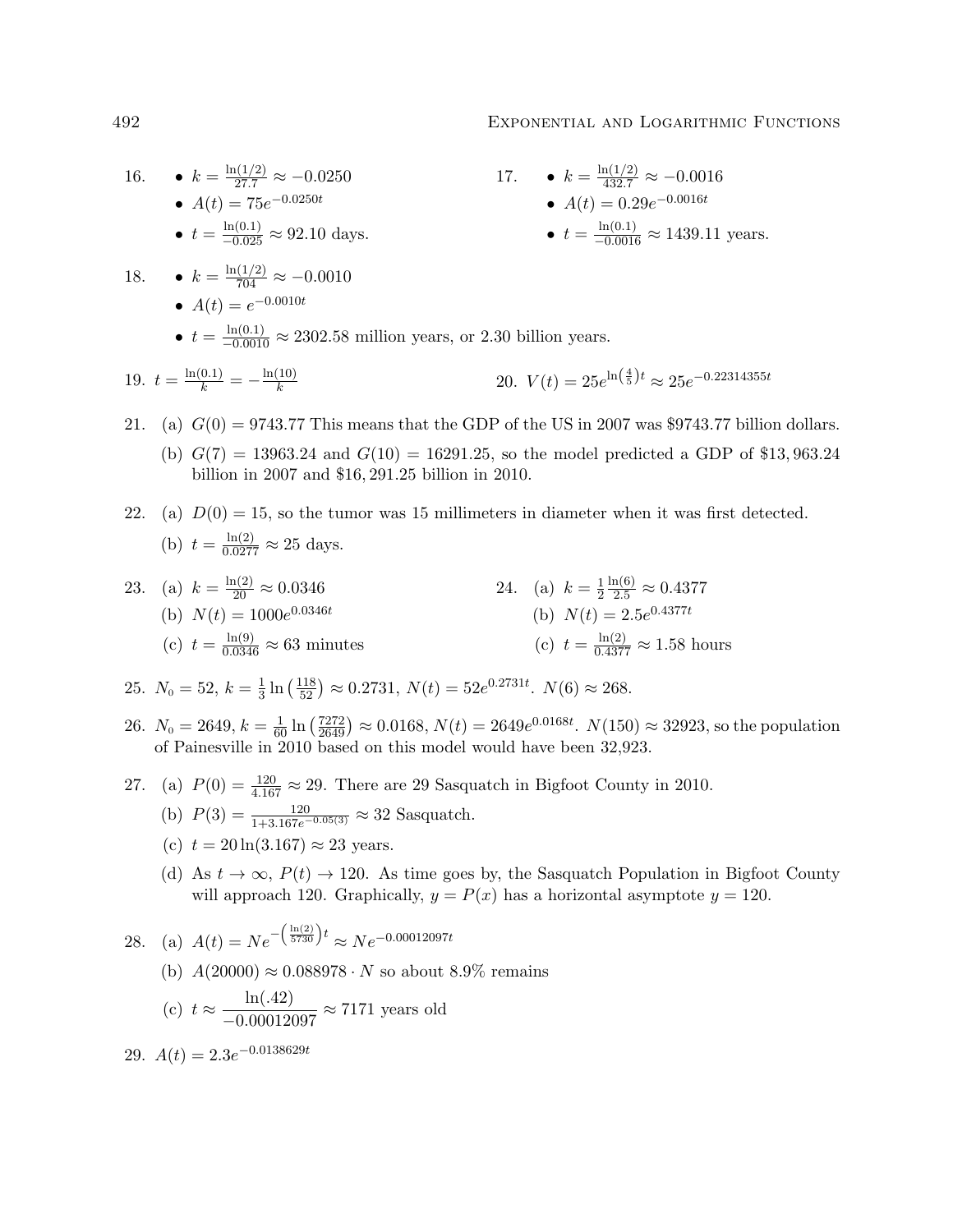16.
- $k = \frac{\ln(1/2)}{27.7} \approx -0.0250$
- $A(t) = 75e^{-0.0250t}$
- $t = \frac{\ln(0.1)}{-0.025} \approx 92.10$ days.

17.
- $k = \frac{\ln(1/2)}{432.7} \approx -0.0016$
- $A(t) = 0.29e^{-0.0016t}$
- $t = \frac{\ln(0.1)}{-0.0016} \approx 1439.11$ years.

18.
- $k = \frac{\ln(1/2)}{704} \approx -0.0010$
- $A(t) = e^{-0.0010t}$
- $t = \frac{\ln(0.1)}{-0.0010} \approx 2302.58$ million years, or 2.30 billion years.

19. $t = \frac{\ln(0.1)}{k} = -\frac{\ln(10)}{k}$

20. $V(t) = 25e^{\ln\left(\frac{4}{5}\right)t} \approx 25e^{-0.22314355t}$

21. (a) $G(0) = 9743.77$ This means that the GDP of the US in 2007 was \$9743.77 billion dollars.

    (b) $G(7) = 13963.24$ and $G(10) = 16291.25$, so the model predicted a GDP of \$13,963.24 billion in 2007 and \$16,291.25 billion in 2010.

22. (a) $D(0) = 15$, so the tumor was 15 millimeters in diameter when it was first detected.

    (b) $t = \frac{\ln(2)}{0.0277} \approx 25$ days.

23. (a) $k = \frac{\ln(2)}{20} \approx 0.0346$

    (b) $N(t) = 1000e^{0.0346t}$

    (c) $t = \frac{\ln(9)}{0.0346} \approx 63$ minutes

24. (a) $k = \frac{1}{2}\frac{\ln(6)}{2.5} \approx 0.4377$

    (b) $N(t) = 2.5e^{0.4377t}$

    (c) $t = \frac{\ln(2)}{0.4377} \approx 1.58$ hours

25. $N_0 = 52$, $k = \frac{1}{3}\ln\left(\frac{118}{52}\right) \approx 0.2731$, $N(t) = 52e^{0.2731t}$. $N(6) \approx 268$.

26. $N_0 = 2649$, $k = \frac{1}{60}\ln\left(\frac{7272}{2649}\right) \approx 0.0168$, $N(t) = 2649e^{0.0168t}$. $N(150) \approx 32923$, so the population of Painesville in 2010 based on this model would have been 32,923.

27. (a) $P(0) = \frac{120}{4.167} \approx 29$. There are 29 Sasquatch in Bigfoot County in 2010.

    (b) $P(3) = \frac{120}{1+3.167e^{-0.05(3)}} \approx 32$ Sasquatch.

    (c) $t = 20\ln(3.167) \approx 23$ years.

    (d) As $t \to \infty$, $P(t) \to 120$. As time goes by, the Sasquatch Population in Bigfoot County will approach 120. Graphically, $y = P(x)$ has a horizontal asymptote $y = 120$.

28. (a) $A(t) = Ne^{-\left(\frac{\ln(2)}{5730}\right)t} \approx Ne^{-0.00012097t}$

    (b) $A(20000) \approx 0.088978 \cdot N$ so about 8.9% remains

    (c) $t \approx \dfrac{\ln(.42)}{-0.00012097} \approx 7171$ years old

29. $A(t) = 2.3e^{-0.0138629t}$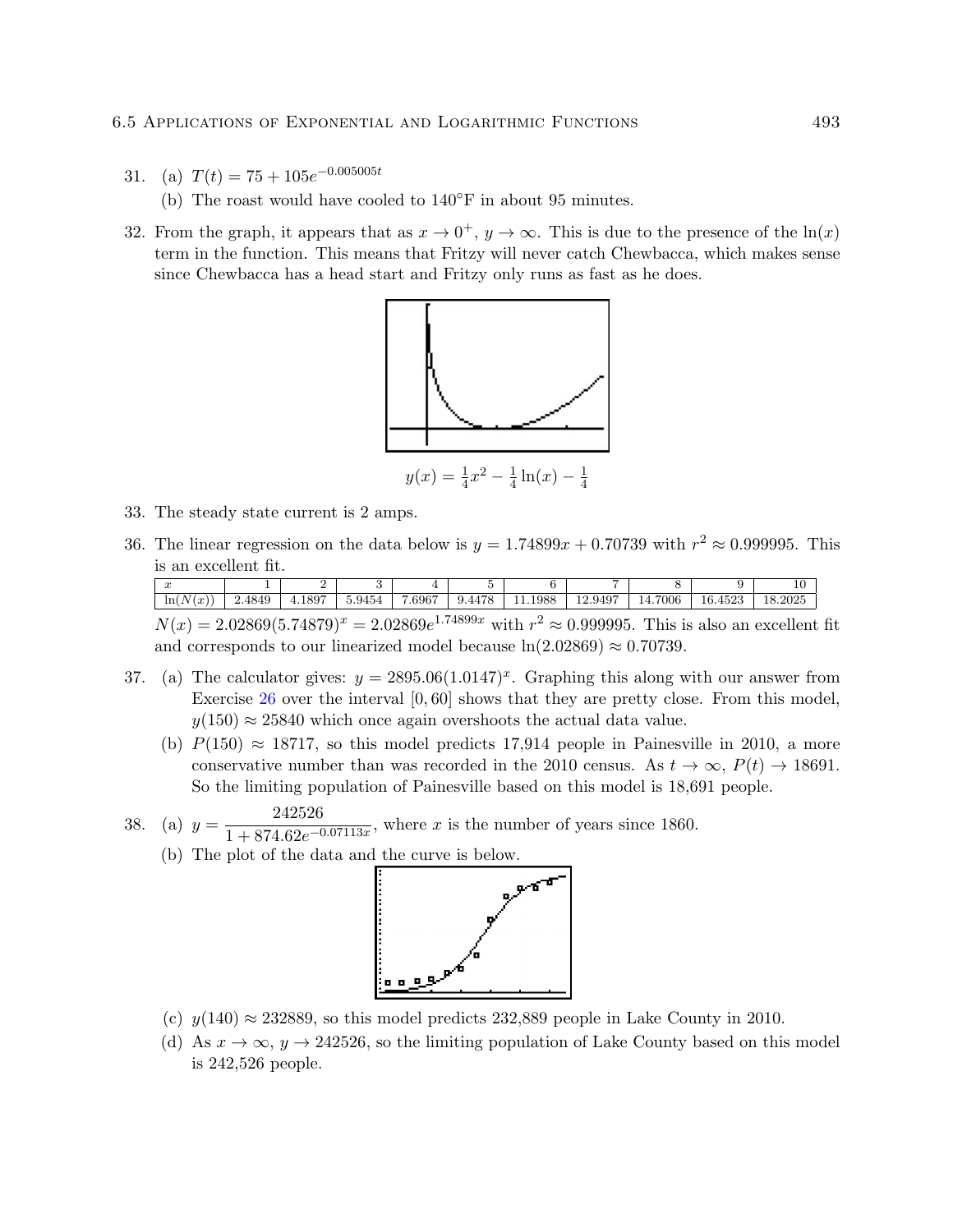31. (a) $T(t) = 75 + 105e^{-0.005005t}$

 (b) The roast would have cooled to 140°F in about 95 minutes.

32. From the graph, it appears that as $x \to 0^+$, $y \to \infty$. This is due to the presence of the $\ln(x)$ term in the function. This means that Fritzy will never catch Chewbacca, which makes sense since Chewbacca has a head start and Fritzy only runs as fast as he does.

$y(x) = \frac{1}{4}x^2 - \frac{1}{4}\ln(x) - \frac{1}{4}$

33. The steady state current is 2 amps.

36. The linear regression on the data below is $y = 1.74899x + 0.70739$ with $r^2 \approx 0.999995$. This is an excellent fit.

| $x$ | 1 | 2 | 3 | 4 | 5 | 6 | 7 | 8 | 9 | 10 |
|---|---|---|---|---|---|---|---|---|---|---|
| $\ln(N(x))$ | 2.4849 | 4.1897 | 5.9454 | 7.6967 | 9.4478 | 11.1988 | 12.9497 | 14.7006 | 16.4523 | 18.2025 |

$N(x) = 2.02869(5.74879)^x = 2.02869e^{1.74899x}$ with $r^2 \approx 0.999995$. This is also an excellent fit and corresponds to our linearized model because $\ln(2.02869) \approx 0.70739$.

37. (a) The calculator gives: $y = 2895.06(1.0147)^x$. Graphing this along with our answer from Exercise 26 over the interval $[0, 60]$ shows that they are pretty close. From this model, $y(150) \approx 25840$ which once again overshoots the actual data value.

 (b) $P(150) \approx 18717$, so this model predicts 17,914 people in Painesville in 2010, a more conservative number than was recorded in the 2010 census. As $t \to \infty$, $P(t) \to 18691$. So the limiting population of Painesville based on this model is 18,691 people.

38. (a) $y = \dfrac{242526}{1 + 874.62e^{-0.07113x}}$, where $x$ is the number of years since 1860.

 (b) The plot of the data and the curve is below.

 (c) $y(140) \approx 232889$, so this model predicts 232,889 people in Lake County in 2010.

 (d) As $x \to \infty$, $y \to 242526$, so the limiting population of Lake County based on this model is 242,526 people.